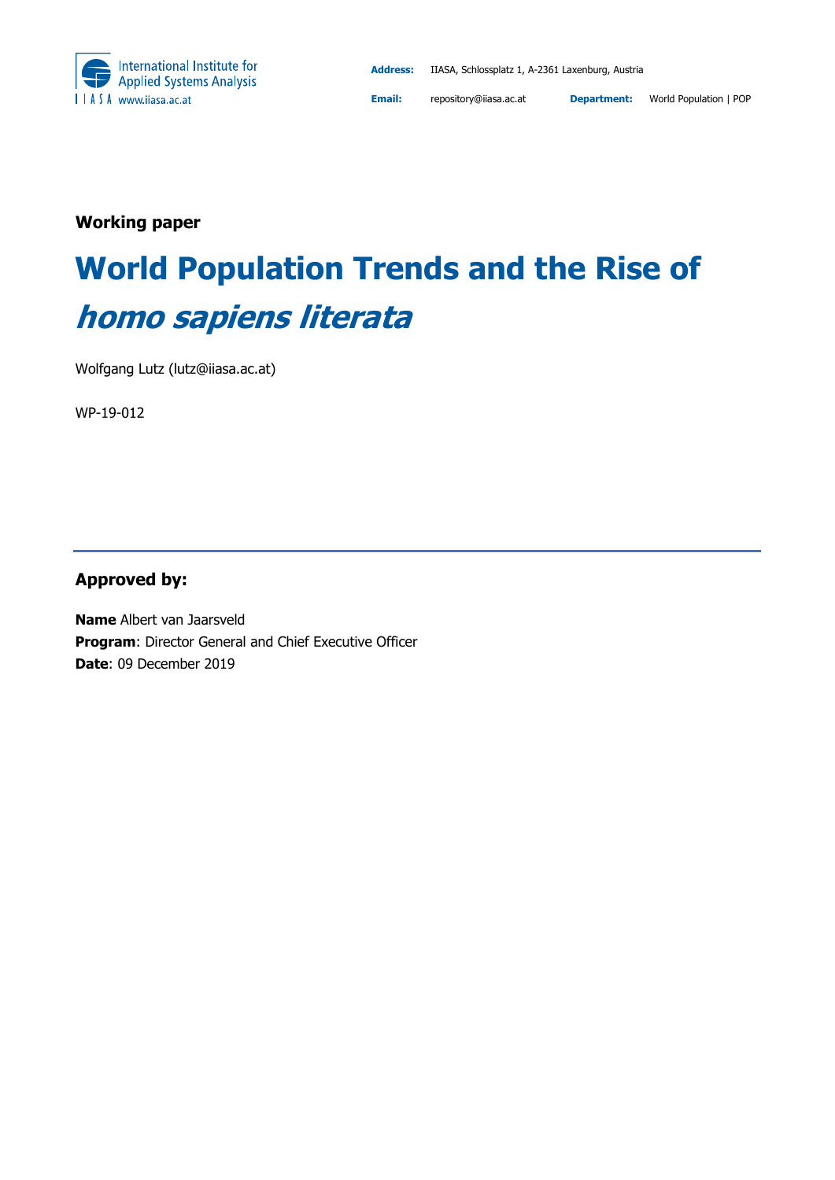International Institute for Applied Systems Analysis
IIASA www.iiasa.ac.at

**Address:** IIASA, Schlossplatz 1, A-2361 Laxenburg, Austria

**Email:** repository@iiasa.ac.at **Department:** World Population | POP

**Working paper**

# World Population Trends and the Rise of *homo sapiens literata*

Wolfgang Lutz (lutz@iiasa.ac.at)

WP-19-012

---

### Approved by:

**Name** Albert van Jaarsveld
**Program**: Director General and Chief Executive Officer
**Date**: 09 December 2019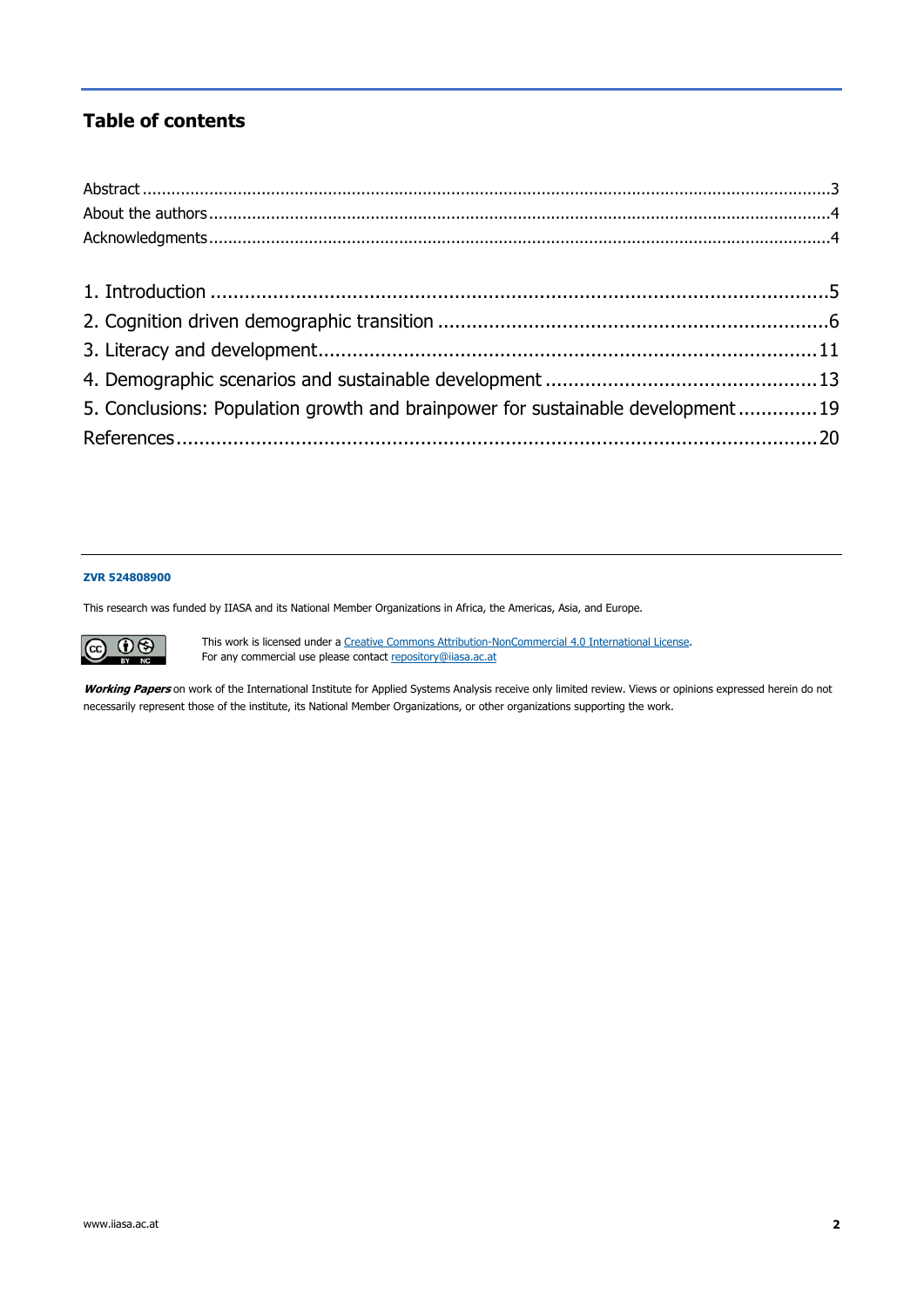## Table of contents

Abstract ....................................................................................................................................3
About the authors .......................................................................................................................4
Acknowledgments .......................................................................................................................4

1. Introduction ........................................................................................................5
2. Cognition driven demographic transition ..............................................................6
3. Literacy and development....................................................................................11
4. Demographic scenarios and sustainable development ..........................................13
5. Conclusions: Population growth and brainpower for sustainable development ............19

References ...............................................................................................................20

**ZVR 524808900**

This research was funded by IIASA and its National Member Organizations in Africa, the Americas, Asia, and Europe.

This work is licensed under a Creative Commons Attribution-NonCommercial 4.0 International License.
For any commercial use please contact repository@iiasa.ac.at

***Working Papers*** on work of the International Institute for Applied Systems Analysis receive only limited review. Views or opinions expressed herein do not necessarily represent those of the institute, its National Member Organizations, or other organizations supporting the work.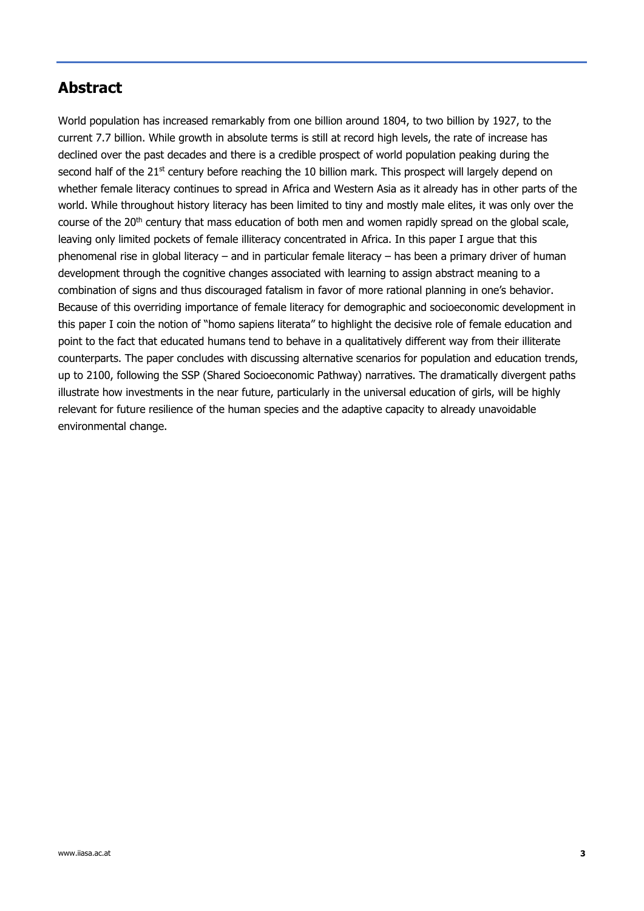## Abstract

World population has increased remarkably from one billion around 1804, to two billion by 1927, to the current 7.7 billion. While growth in absolute terms is still at record high levels, the rate of increase has declined over the past decades and there is a credible prospect of world population peaking during the second half of the 21st century before reaching the 10 billion mark. This prospect will largely depend on whether female literacy continues to spread in Africa and Western Asia as it already has in other parts of the world. While throughout history literacy has been limited to tiny and mostly male elites, it was only over the course of the 20th century that mass education of both men and women rapidly spread on the global scale, leaving only limited pockets of female illiteracy concentrated in Africa. In this paper I argue that this phenomenal rise in global literacy – and in particular female literacy – has been a primary driver of human development through the cognitive changes associated with learning to assign abstract meaning to a combination of signs and thus discouraged fatalism in favor of more rational planning in one's behavior. Because of this overriding importance of female literacy for demographic and socioeconomic development in this paper I coin the notion of "homo sapiens literata" to highlight the decisive role of female education and point to the fact that educated humans tend to behave in a qualitatively different way from their illiterate counterparts. The paper concludes with discussing alternative scenarios for population and education trends, up to 2100, following the SSP (Shared Socioeconomic Pathway) narratives. The dramatically divergent paths illustrate how investments in the near future, particularly in the universal education of girls, will be highly relevant for future resilience of the human species and the adaptive capacity to already unavoidable environmental change.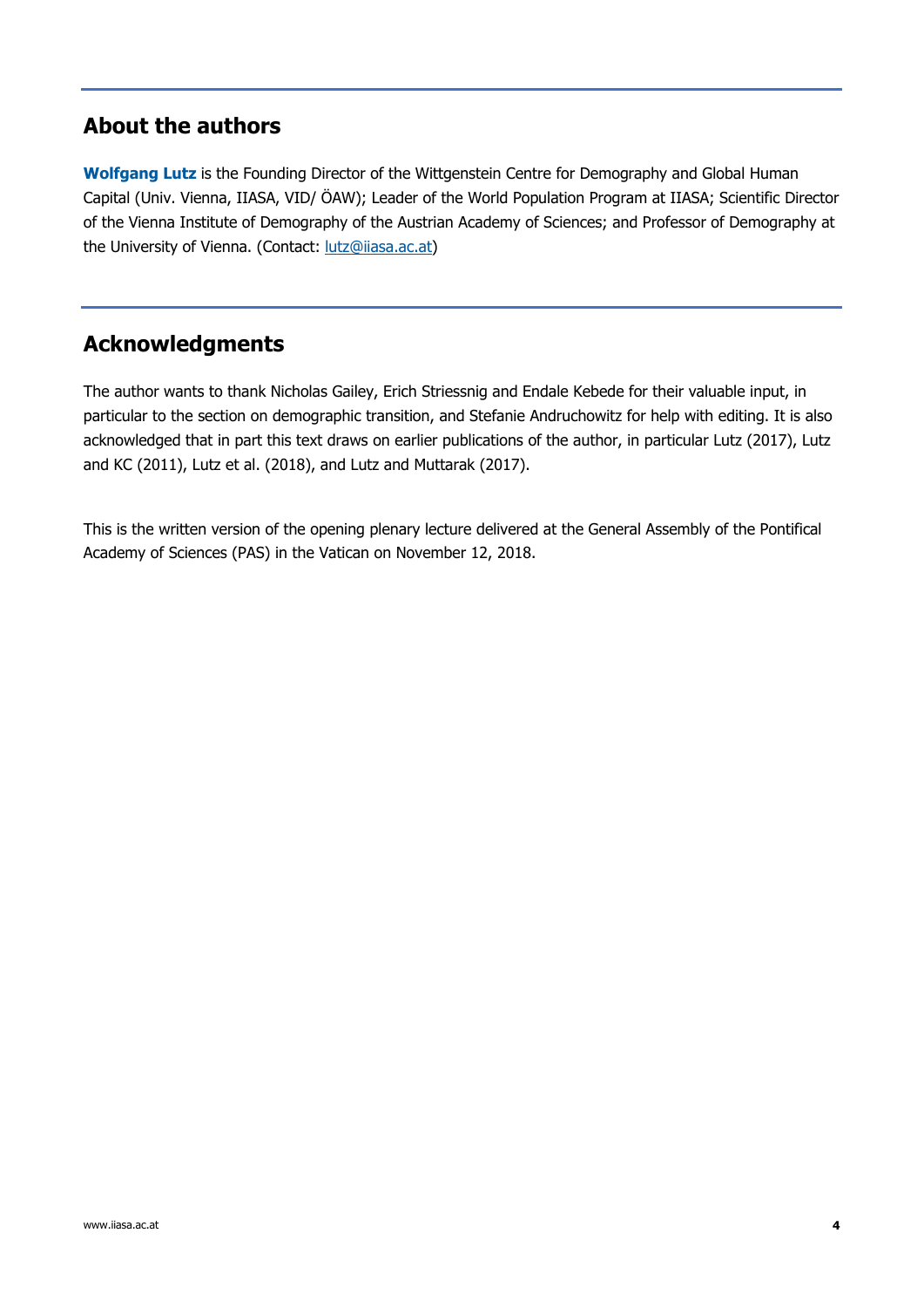## About the authors

**Wolfgang Lutz** is the Founding Director of the Wittgenstein Centre for Demography and Global Human Capital (Univ. Vienna, IIASA, VID/ ÖAW); Leader of the World Population Program at IIASA; Scientific Director of the Vienna Institute of Demography of the Austrian Academy of Sciences; and Professor of Demography at the University of Vienna. (Contact: lutz@iiasa.ac.at)

## Acknowledgments

The author wants to thank Nicholas Gailey, Erich Striessnig and Endale Kebede for their valuable input, in particular to the section on demographic transition, and Stefanie Andruchowitz for help with editing. It is also acknowledged that in part this text draws on earlier publications of the author, in particular Lutz (2017), Lutz and KC (2011), Lutz et al. (2018), and Lutz and Muttarak (2017).

This is the written version of the opening plenary lecture delivered at the General Assembly of the Pontifical Academy of Sciences (PAS) in the Vatican on November 12, 2018.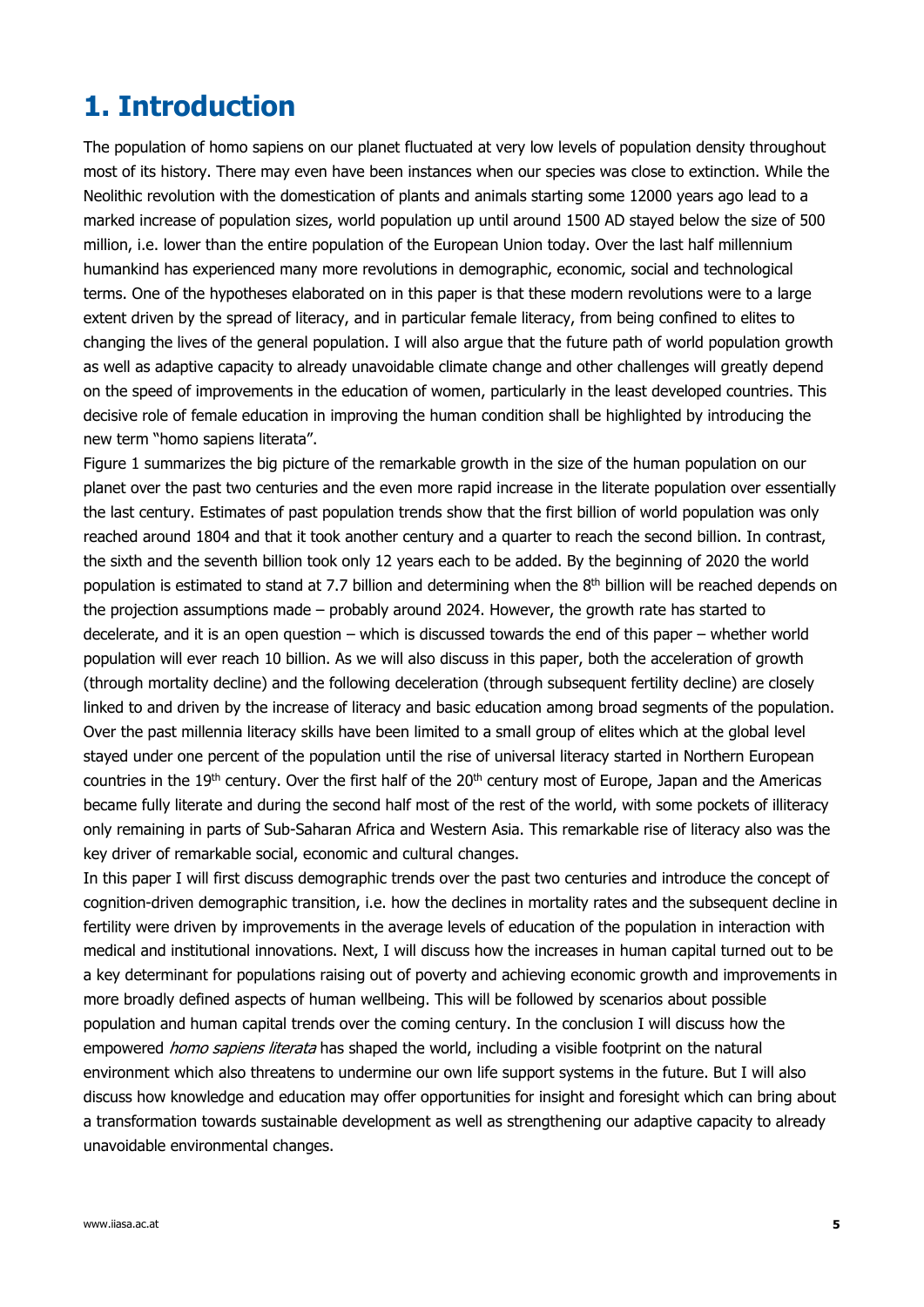# 1. Introduction

The population of homo sapiens on our planet fluctuated at very low levels of population density throughout most of its history. There may even have been instances when our species was close to extinction. While the Neolithic revolution with the domestication of plants and animals starting some 12000 years ago lead to a marked increase of population sizes, world population up until around 1500 AD stayed below the size of 500 million, i.e. lower than the entire population of the European Union today. Over the last half millennium humankind has experienced many more revolutions in demographic, economic, social and technological terms. One of the hypotheses elaborated on in this paper is that these modern revolutions were to a large extent driven by the spread of literacy, and in particular female literacy, from being confined to elites to changing the lives of the general population. I will also argue that the future path of world population growth as well as adaptive capacity to already unavoidable climate change and other challenges will greatly depend on the speed of improvements in the education of women, particularly in the least developed countries. This decisive role of female education in improving the human condition shall be highlighted by introducing the new term "homo sapiens literata".

Figure 1 summarizes the big picture of the remarkable growth in the size of the human population on our planet over the past two centuries and the even more rapid increase in the literate population over essentially the last century. Estimates of past population trends show that the first billion of world population was only reached around 1804 and that it took another century and a quarter to reach the second billion. In contrast, the sixth and the seventh billion took only 12 years each to be added. By the beginning of 2020 the world population is estimated to stand at 7.7 billion and determining when the 8th billion will be reached depends on the projection assumptions made – probably around 2024. However, the growth rate has started to decelerate, and it is an open question – which is discussed towards the end of this paper – whether world population will ever reach 10 billion. As we will also discuss in this paper, both the acceleration of growth (through mortality decline) and the following deceleration (through subsequent fertility decline) are closely linked to and driven by the increase of literacy and basic education among broad segments of the population. Over the past millennia literacy skills have been limited to a small group of elites which at the global level stayed under one percent of the population until the rise of universal literacy started in Northern European countries in the 19th century. Over the first half of the 20th century most of Europe, Japan and the Americas became fully literate and during the second half most of the rest of the world, with some pockets of illiteracy only remaining in parts of Sub-Saharan Africa and Western Asia. This remarkable rise of literacy also was the key driver of remarkable social, economic and cultural changes.

In this paper I will first discuss demographic trends over the past two centuries and introduce the concept of cognition-driven demographic transition, i.e. how the declines in mortality rates and the subsequent decline in fertility were driven by improvements in the average levels of education of the population in interaction with medical and institutional innovations. Next, I will discuss how the increases in human capital turned out to be a key determinant for populations raising out of poverty and achieving economic growth and improvements in more broadly defined aspects of human wellbeing. This will be followed by scenarios about possible population and human capital trends over the coming century. In the conclusion I will discuss how the empowered *homo sapiens literata* has shaped the world, including a visible footprint on the natural environment which also threatens to undermine our own life support systems in the future. But I will also discuss how knowledge and education may offer opportunities for insight and foresight which can bring about a transformation towards sustainable development as well as strengthening our adaptive capacity to already unavoidable environmental changes.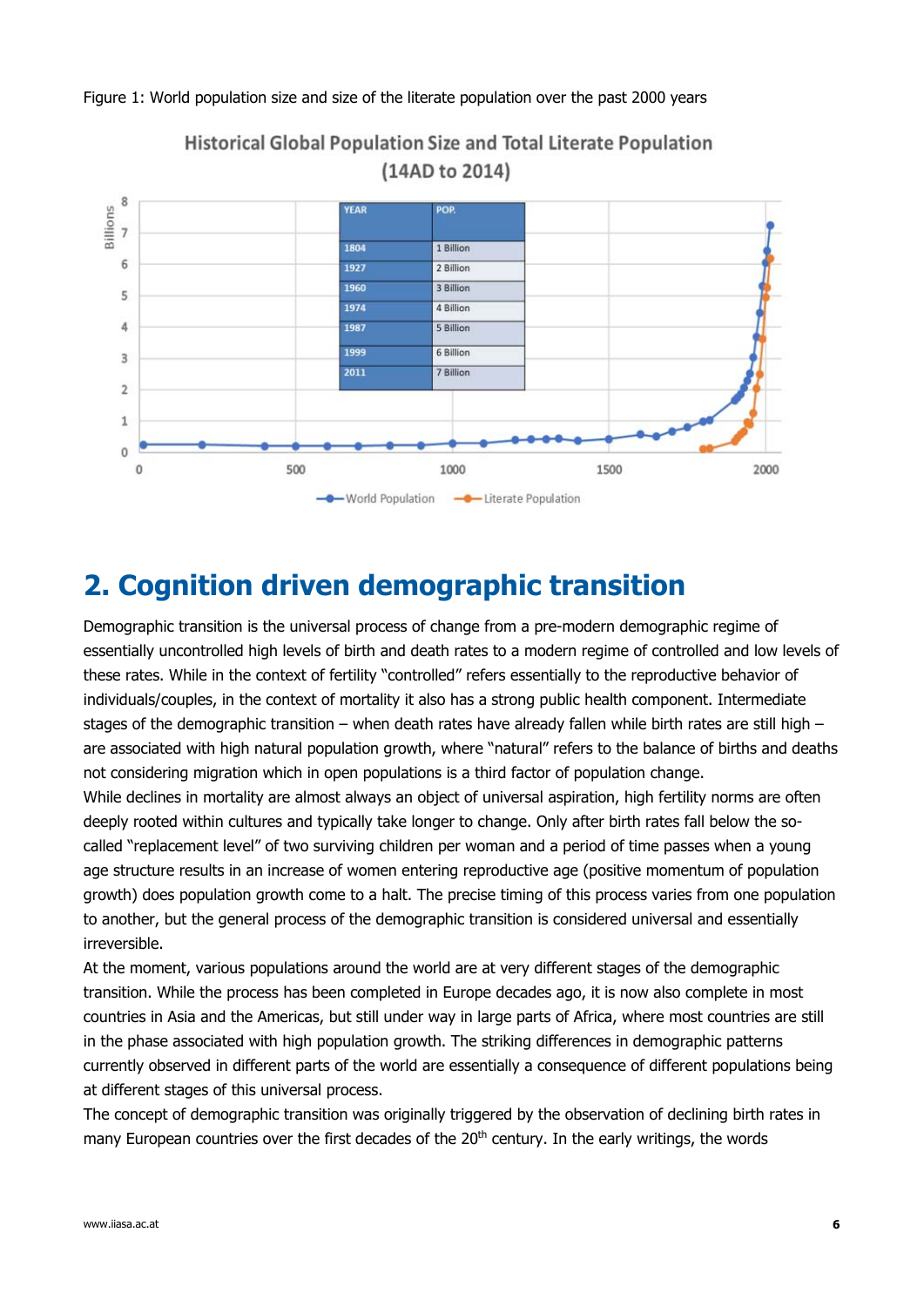Figure 1: World population size and size of the literate population over the past 2000 years

Historical Global Population Size and Total Literate Population (14AD to 2014)

| YEAR | POP. |
| --- | --- |
| 1804 | 1 Billion |
| 1927 | 2 Billion |
| 1960 | 3 Billion |
| 1974 | 4 Billion |
| 1987 | 5 Billion |
| 1999 | 6 Billion |
| 2011 | 7 Billion |

## 2. Cognition driven demographic transition

Demographic transition is the universal process of change from a pre-modern demographic regime of essentially uncontrolled high levels of birth and death rates to a modern regime of controlled and low levels of these rates. While in the context of fertility "controlled" refers essentially to the reproductive behavior of individuals/couples, in the context of mortality it also has a strong public health component. Intermediate stages of the demographic transition – when death rates have already fallen while birth rates are still high – are associated with high natural population growth, where "natural" refers to the balance of births and deaths not considering migration which in open populations is a third factor of population change.

While declines in mortality are almost always an object of universal aspiration, high fertility norms are often deeply rooted within cultures and typically take longer to change. Only after birth rates fall below the so-called "replacement level" of two surviving children per woman and a period of time passes when a young age structure results in an increase of women entering reproductive age (positive momentum of population growth) does population growth come to a halt. The precise timing of this process varies from one population to another, but the general process of the demographic transition is considered universal and essentially irreversible.

At the moment, various populations around the world are at very different stages of the demographic transition. While the process has been completed in Europe decades ago, it is now also complete in most countries in Asia and the Americas, but still under way in large parts of Africa, where most countries are still in the phase associated with high population growth. The striking differences in demographic patterns currently observed in different parts of the world are essentially a consequence of different populations being at different stages of this universal process.

The concept of demographic transition was originally triggered by the observation of declining birth rates in many European countries over the first decades of the 20th century. In the early writings, the words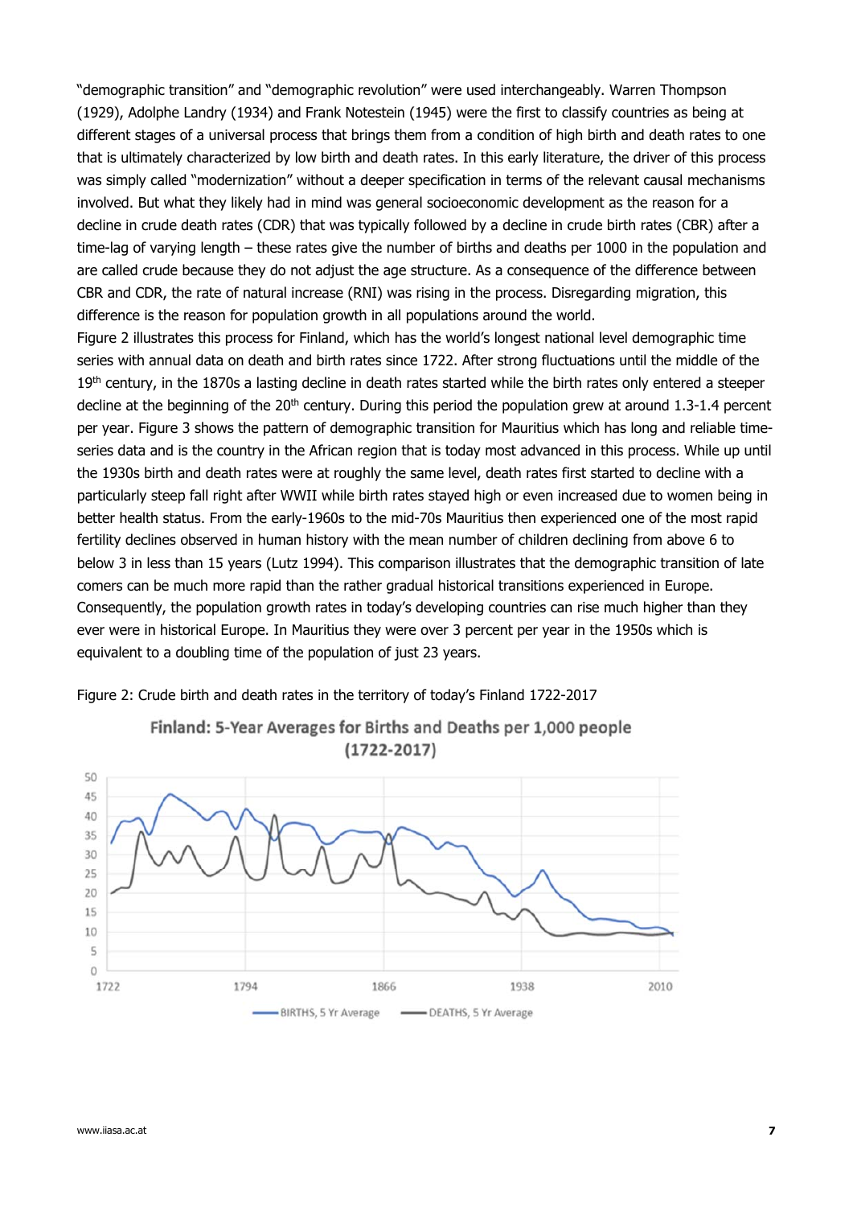"demographic transition" and "demographic revolution" were used interchangeably. Warren Thompson (1929), Adolphe Landry (1934) and Frank Notestein (1945) were the first to classify countries as being at different stages of a universal process that brings them from a condition of high birth and death rates to one that is ultimately characterized by low birth and death rates. In this early literature, the driver of this process was simply called "modernization" without a deeper specification in terms of the relevant causal mechanisms involved. But what they likely had in mind was general socioeconomic development as the reason for a decline in crude death rates (CDR) that was typically followed by a decline in crude birth rates (CBR) after a time-lag of varying length – these rates give the number of births and deaths per 1000 in the population and are called crude because they do not adjust the age structure. As a consequence of the difference between CBR and CDR, the rate of natural increase (RNI) was rising in the process. Disregarding migration, this difference is the reason for population growth in all populations around the world.

Figure 2 illustrates this process for Finland, which has the world's longest national level demographic time series with annual data on death and birth rates since 1722. After strong fluctuations until the middle of the 19th century, in the 1870s a lasting decline in death rates started while the birth rates only entered a steeper decline at the beginning of the 20th century. During this period the population grew at around 1.3-1.4 percent per year. Figure 3 shows the pattern of demographic transition for Mauritius which has long and reliable time-series data and is the country in the African region that is today most advanced in this process. While up until the 1930s birth and death rates were at roughly the same level, death rates first started to decline with a particularly steep fall right after WWII while birth rates stayed high or even increased due to women being in better health status. From the early-1960s to the mid-70s Mauritius then experienced one of the most rapid fertility declines observed in human history with the mean number of children declining from above 6 to below 3 in less than 15 years (Lutz 1994). This comparison illustrates that the demographic transition of late comers can be much more rapid than the rather gradual historical transitions experienced in Europe. Consequently, the population growth rates in today's developing countries can rise much higher than they ever were in historical Europe. In Mauritius they were over 3 percent per year in the 1950s which is equivalent to a doubling time of the population of just 23 years.

Figure 2: Crude birth and death rates in the territory of today's Finland 1722-2017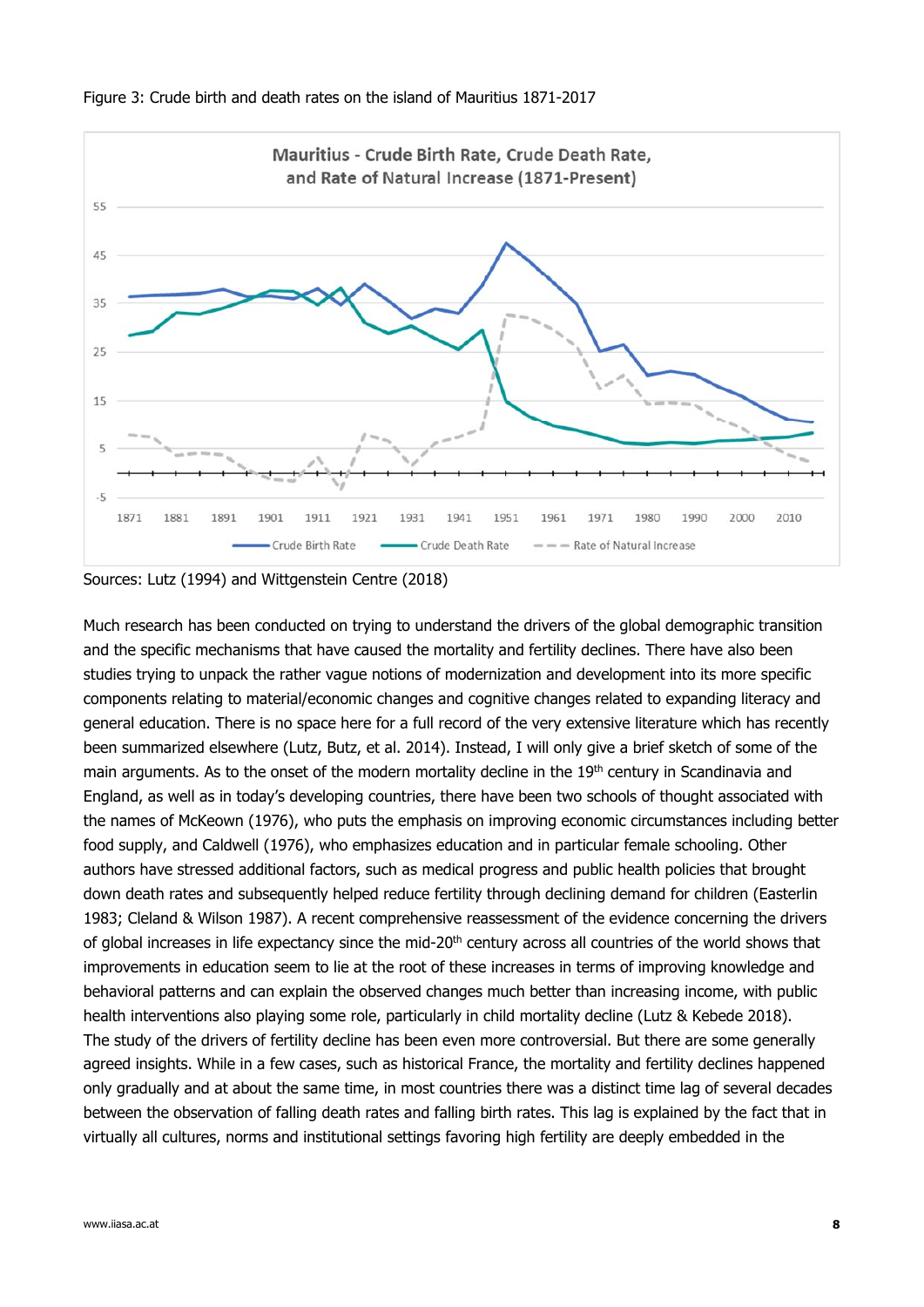Figure 3: Crude birth and death rates on the island of Mauritius 1871-2017

Sources: Lutz (1994) and Wittgenstein Centre (2018)

Much research has been conducted on trying to understand the drivers of the global demographic transition and the specific mechanisms that have caused the mortality and fertility declines. There have also been studies trying to unpack the rather vague notions of modernization and development into its more specific components relating to material/economic changes and cognitive changes related to expanding literacy and general education. There is no space here for a full record of the very extensive literature which has recently been summarized elsewhere (Lutz, Butz, et al. 2014). Instead, I will only give a brief sketch of some of the main arguments. As to the onset of the modern mortality decline in the 19th century in Scandinavia and England, as well as in today's developing countries, there have been two schools of thought associated with the names of McKeown (1976), who puts the emphasis on improving economic circumstances including better food supply, and Caldwell (1976), who emphasizes education and in particular female schooling. Other authors have stressed additional factors, such as medical progress and public health policies that brought down death rates and subsequently helped reduce fertility through declining demand for children (Easterlin 1983; Cleland & Wilson 1987). A recent comprehensive reassessment of the evidence concerning the drivers of global increases in life expectancy since the mid-20th century across all countries of the world shows that improvements in education seem to lie at the root of these increases in terms of improving knowledge and behavioral patterns and can explain the observed changes much better than increasing income, with public health interventions also playing some role, particularly in child mortality decline (Lutz & Kebede 2018).
The study of the drivers of fertility decline has been even more controversial. But there are some generally agreed insights. While in a few cases, such as historical France, the mortality and fertility declines happened only gradually and at about the same time, in most countries there was a distinct time lag of several decades between the observation of falling death rates and falling birth rates. This lag is explained by the fact that in virtually all cultures, norms and institutional settings favoring high fertility are deeply embedded in the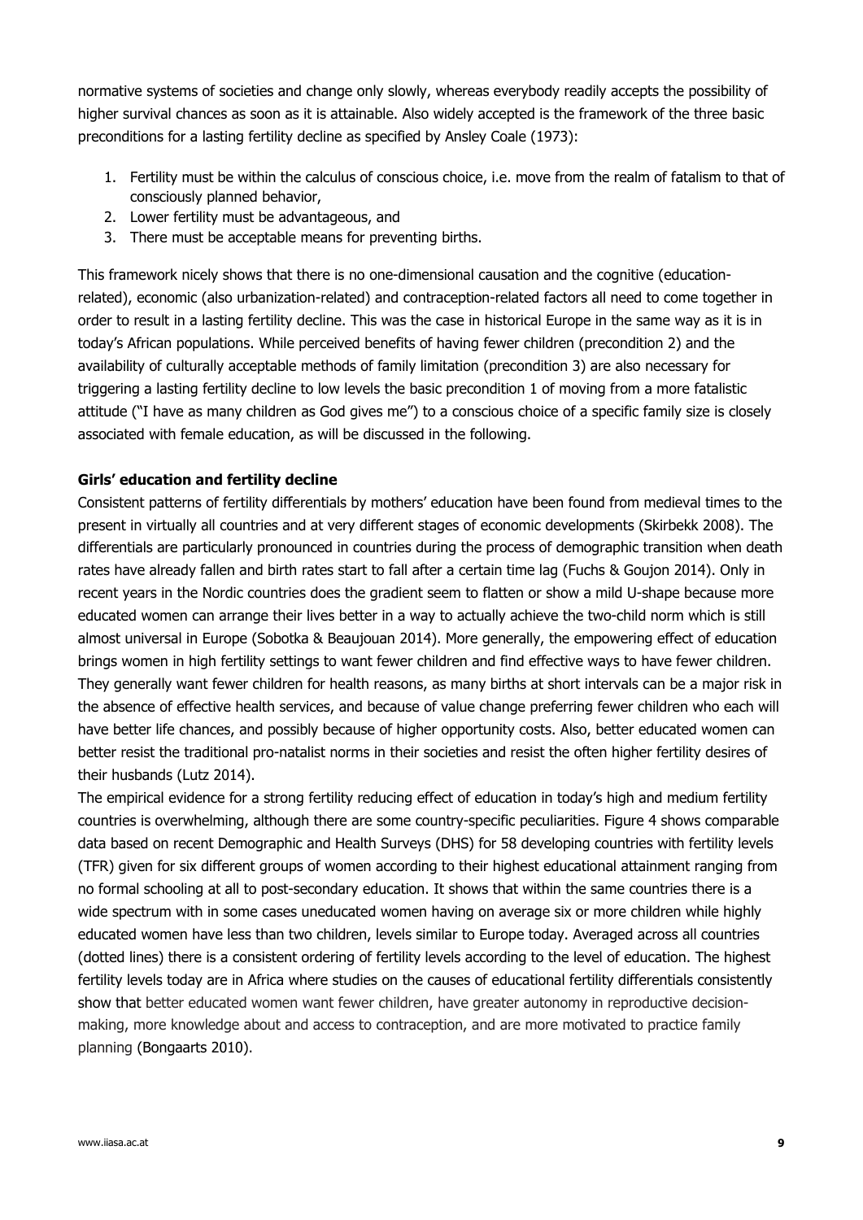normative systems of societies and change only slowly, whereas everybody readily accepts the possibility of higher survival chances as soon as it is attainable. Also widely accepted is the framework of the three basic preconditions for a lasting fertility decline as specified by Ansley Coale (1973):

1. Fertility must be within the calculus of conscious choice, i.e. move from the realm of fatalism to that of consciously planned behavior,
2. Lower fertility must be advantageous, and
3. There must be acceptable means for preventing births.

This framework nicely shows that there is no one-dimensional causation and the cognitive (education-related), economic (also urbanization-related) and contraception-related factors all need to come together in order to result in a lasting fertility decline. This was the case in historical Europe in the same way as it is in today's African populations. While perceived benefits of having fewer children (precondition 2) and the availability of culturally acceptable methods of family limitation (precondition 3) are also necessary for triggering a lasting fertility decline to low levels the basic precondition 1 of moving from a more fatalistic attitude ("I have as many children as God gives me") to a conscious choice of a specific family size is closely associated with female education, as will be discussed in the following.

**Girls' education and fertility decline**

Consistent patterns of fertility differentials by mothers' education have been found from medieval times to the present in virtually all countries and at very different stages of economic developments (Skirbekk 2008). The differentials are particularly pronounced in countries during the process of demographic transition when death rates have already fallen and birth rates start to fall after a certain time lag (Fuchs & Goujon 2014). Only in recent years in the Nordic countries does the gradient seem to flatten or show a mild U-shape because more educated women can arrange their lives better in a way to actually achieve the two-child norm which is still almost universal in Europe (Sobotka & Beaujouan 2014). More generally, the empowering effect of education brings women in high fertility settings to want fewer children and find effective ways to have fewer children. They generally want fewer children for health reasons, as many births at short intervals can be a major risk in the absence of effective health services, and because of value change preferring fewer children who each will have better life chances, and possibly because of higher opportunity costs. Also, better educated women can better resist the traditional pro-natalist norms in their societies and resist the often higher fertility desires of their husbands (Lutz 2014).

The empirical evidence for a strong fertility reducing effect of education in today's high and medium fertility countries is overwhelming, although there are some country-specific peculiarities. Figure 4 shows comparable data based on recent Demographic and Health Surveys (DHS) for 58 developing countries with fertility levels (TFR) given for six different groups of women according to their highest educational attainment ranging from no formal schooling at all to post-secondary education. It shows that within the same countries there is a wide spectrum with in some cases uneducated women having on average six or more children while highly educated women have less than two children, levels similar to Europe today. Averaged across all countries (dotted lines) there is a consistent ordering of fertility levels according to the level of education. The highest fertility levels today are in Africa where studies on the causes of educational fertility differentials consistently show that better educated women want fewer children, have greater autonomy in reproductive decision-making, more knowledge about and access to contraception, and are more motivated to practice family planning (Bongaarts 2010).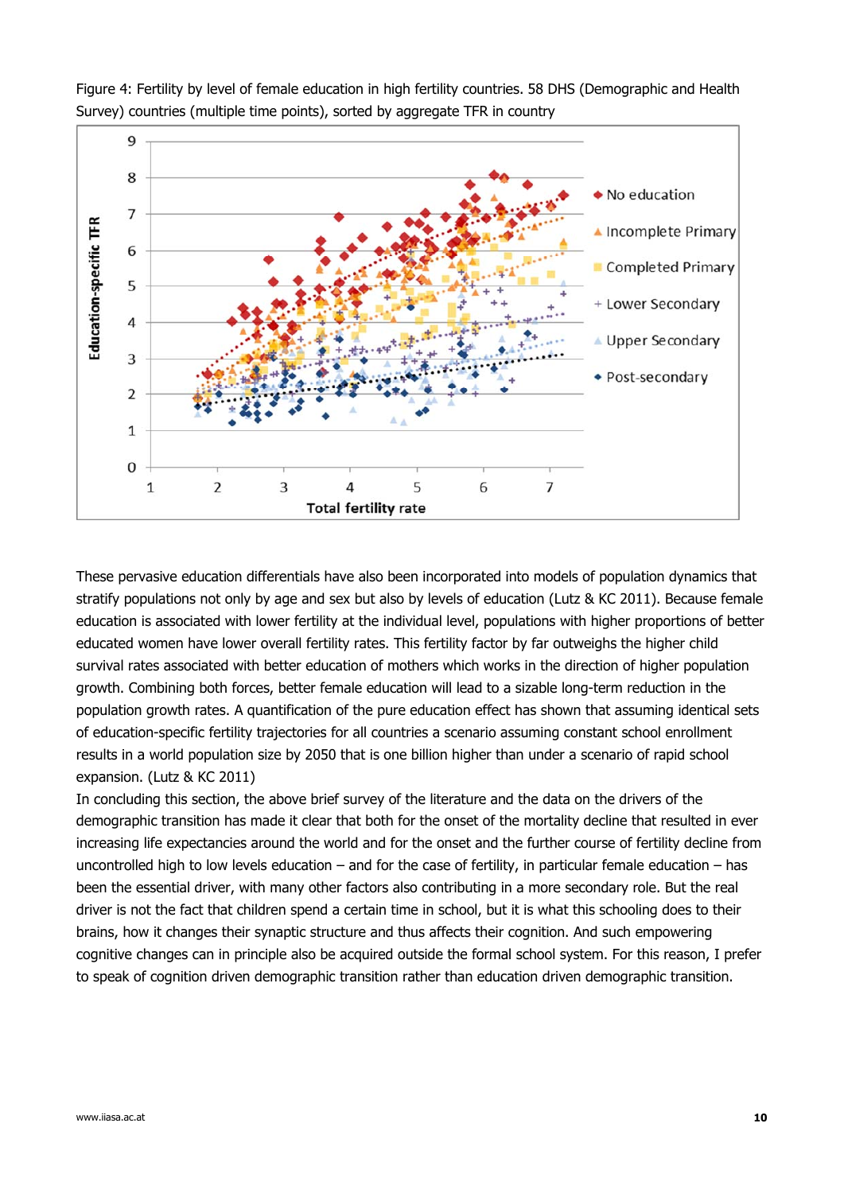Figure 4: Fertility by level of female education in high fertility countries. 58 DHS (Demographic and Health Survey) countries (multiple time points), sorted by aggregate TFR in country

These pervasive education differentials have also been incorporated into models of population dynamics that stratify populations not only by age and sex but also by levels of education (Lutz & KC 2011). Because female education is associated with lower fertility at the individual level, populations with higher proportions of better educated women have lower overall fertility rates. This fertility factor by far outweighs the higher child survival rates associated with better education of mothers which works in the direction of higher population growth. Combining both forces, better female education will lead to a sizable long-term reduction in the population growth rates. A quantification of the pure education effect has shown that assuming identical sets of education-specific fertility trajectories for all countries a scenario assuming constant school enrollment results in a world population size by 2050 that is one billion higher than under a scenario of rapid school expansion. (Lutz & KC 2011)

In concluding this section, the above brief survey of the literature and the data on the drivers of the demographic transition has made it clear that both for the onset of the mortality decline that resulted in ever increasing life expectancies around the world and for the onset and the further course of fertility decline from uncontrolled high to low levels education – and for the case of fertility, in particular female education – has been the essential driver, with many other factors also contributing in a more secondary role. But the real driver is not the fact that children spend a certain time in school, but it is what this schooling does to their brains, how it changes their synaptic structure and thus affects their cognition. And such empowering cognitive changes can in principle also be acquired outside the formal school system. For this reason, I prefer to speak of cognition driven demographic transition rather than education driven demographic transition.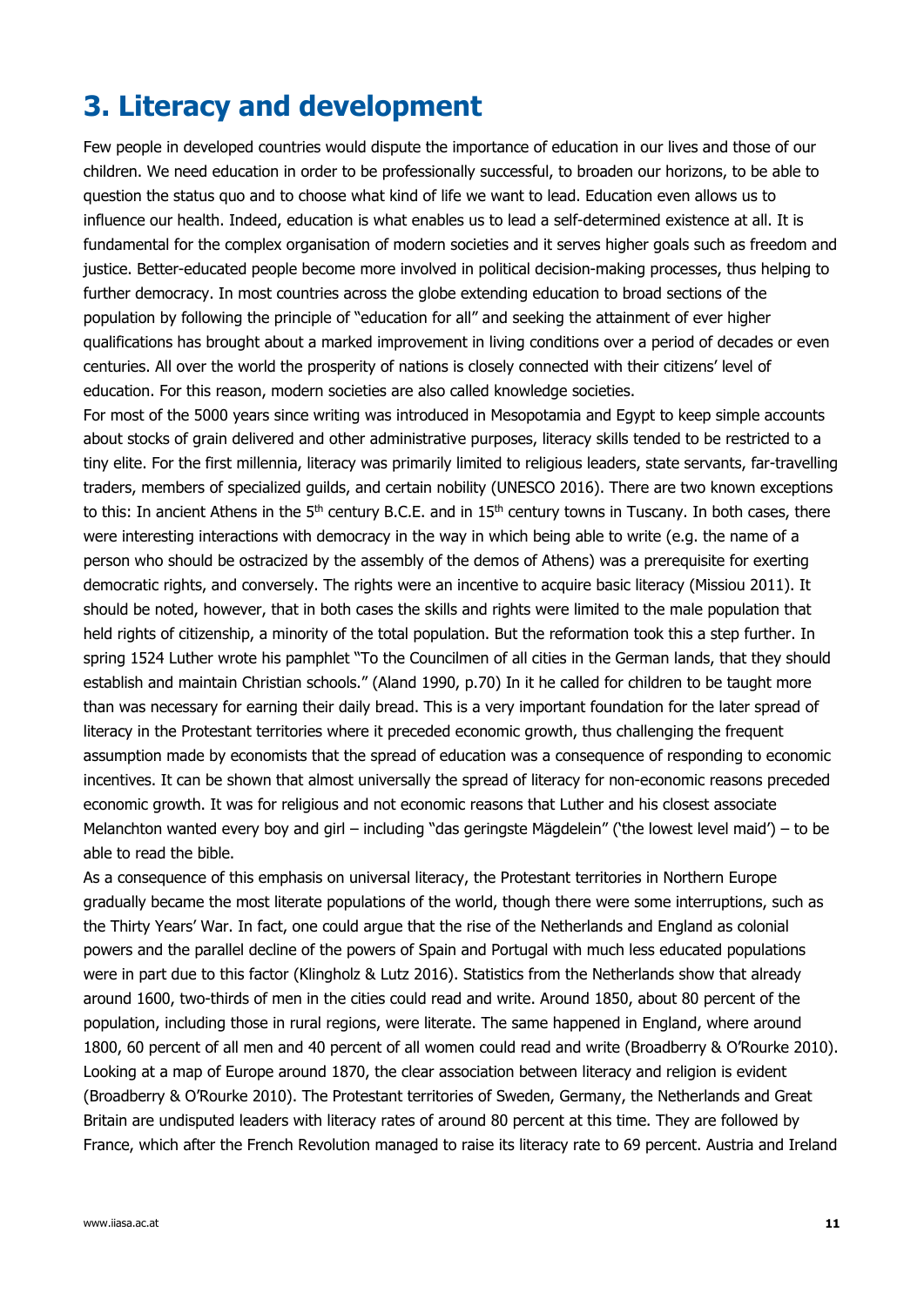# 3. Literacy and development

Few people in developed countries would dispute the importance of education in our lives and those of our children. We need education in order to be professionally successful, to broaden our horizons, to be able to question the status quo and to choose what kind of life we want to lead. Education even allows us to influence our health. Indeed, education is what enables us to lead a self-determined existence at all. It is fundamental for the complex organisation of modern societies and it serves higher goals such as freedom and justice. Better-educated people become more involved in political decision-making processes, thus helping to further democracy. In most countries across the globe extending education to broad sections of the population by following the principle of "education for all" and seeking the attainment of ever higher qualifications has brought about a marked improvement in living conditions over a period of decades or even centuries. All over the world the prosperity of nations is closely connected with their citizens' level of education. For this reason, modern societies are also called knowledge societies.

For most of the 5000 years since writing was introduced in Mesopotamia and Egypt to keep simple accounts about stocks of grain delivered and other administrative purposes, literacy skills tended to be restricted to a tiny elite. For the first millennia, literacy was primarily limited to religious leaders, state servants, far-travelling traders, members of specialized guilds, and certain nobility (UNESCO 2016). There are two known exceptions to this: In ancient Athens in the 5th century B.C.E. and in 15th century towns in Tuscany. In both cases, there were interesting interactions with democracy in the way in which being able to write (e.g. the name of a person who should be ostracized by the assembly of the demos of Athens) was a prerequisite for exerting democratic rights, and conversely. The rights were an incentive to acquire basic literacy (Missiou 2011). It should be noted, however, that in both cases the skills and rights were limited to the male population that held rights of citizenship, a minority of the total population. But the reformation took this a step further. In spring 1524 Luther wrote his pamphlet "To the Councilmen of all cities in the German lands, that they should establish and maintain Christian schools." (Aland 1990, p.70) In it he called for children to be taught more than was necessary for earning their daily bread. This is a very important foundation for the later spread of literacy in the Protestant territories where it preceded economic growth, thus challenging the frequent assumption made by economists that the spread of education was a consequence of responding to economic incentives. It can be shown that almost universally the spread of literacy for non-economic reasons preceded economic growth. It was for religious and not economic reasons that Luther and his closest associate Melanchton wanted every boy and girl – including "das geringste Mägdelein" ('the lowest level maid') – to be able to read the bible.

As a consequence of this emphasis on universal literacy, the Protestant territories in Northern Europe gradually became the most literate populations of the world, though there were some interruptions, such as the Thirty Years' War. In fact, one could argue that the rise of the Netherlands and England as colonial powers and the parallel decline of the powers of Spain and Portugal with much less educated populations were in part due to this factor (Klingholz & Lutz 2016). Statistics from the Netherlands show that already around 1600, two-thirds of men in the cities could read and write. Around 1850, about 80 percent of the population, including those in rural regions, were literate. The same happened in England, where around 1800, 60 percent of all men and 40 percent of all women could read and write (Broadberry & O'Rourke 2010). Looking at a map of Europe around 1870, the clear association between literacy and religion is evident (Broadberry & O'Rourke 2010). The Protestant territories of Sweden, Germany, the Netherlands and Great Britain are undisputed leaders with literacy rates of around 80 percent at this time. They are followed by France, which after the French Revolution managed to raise its literacy rate to 69 percent. Austria and Ireland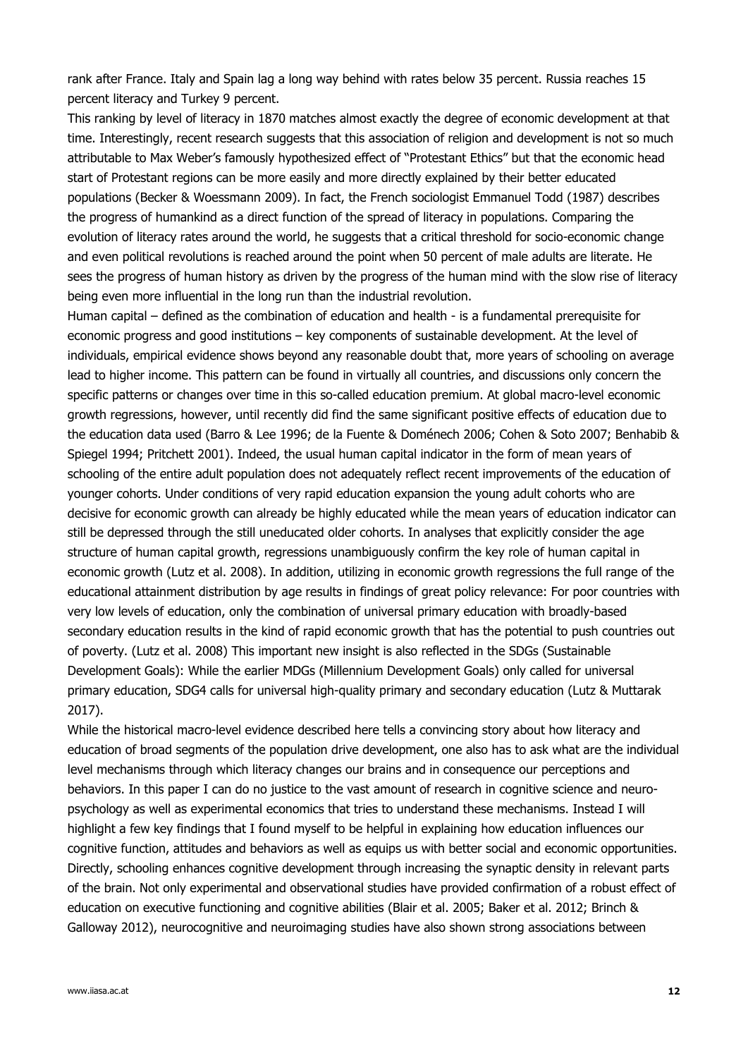rank after France. Italy and Spain lag a long way behind with rates below 35 percent. Russia reaches 15 percent literacy and Turkey 9 percent.

This ranking by level of literacy in 1870 matches almost exactly the degree of economic development at that time. Interestingly, recent research suggests that this association of religion and development is not so much attributable to Max Weber's famously hypothesized effect of "Protestant Ethics" but that the economic head start of Protestant regions can be more easily and more directly explained by their better educated populations (Becker & Woessmann 2009). In fact, the French sociologist Emmanuel Todd (1987) describes the progress of humankind as a direct function of the spread of literacy in populations. Comparing the evolution of literacy rates around the world, he suggests that a critical threshold for socio-economic change and even political revolutions is reached around the point when 50 percent of male adults are literate. He sees the progress of human history as driven by the progress of the human mind with the slow rise of literacy being even more influential in the long run than the industrial revolution.

Human capital – defined as the combination of education and health - is a fundamental prerequisite for economic progress and good institutions – key components of sustainable development. At the level of individuals, empirical evidence shows beyond any reasonable doubt that, more years of schooling on average lead to higher income. This pattern can be found in virtually all countries, and discussions only concern the specific patterns or changes over time in this so-called education premium. At global macro-level economic growth regressions, however, until recently did find the same significant positive effects of education due to the education data used (Barro & Lee 1996; de la Fuente & Doménech 2006; Cohen & Soto 2007; Benhabib & Spiegel 1994; Pritchett 2001). Indeed, the usual human capital indicator in the form of mean years of schooling of the entire adult population does not adequately reflect recent improvements of the education of younger cohorts. Under conditions of very rapid education expansion the young adult cohorts who are decisive for economic growth can already be highly educated while the mean years of education indicator can still be depressed through the still uneducated older cohorts. In analyses that explicitly consider the age structure of human capital growth, regressions unambiguously confirm the key role of human capital in economic growth (Lutz et al. 2008). In addition, utilizing in economic growth regressions the full range of the educational attainment distribution by age results in findings of great policy relevance: For poor countries with very low levels of education, only the combination of universal primary education with broadly-based secondary education results in the kind of rapid economic growth that has the potential to push countries out of poverty. (Lutz et al. 2008) This important new insight is also reflected in the SDGs (Sustainable Development Goals): While the earlier MDGs (Millennium Development Goals) only called for universal primary education, SDG4 calls for universal high-quality primary and secondary education (Lutz & Muttarak 2017).

While the historical macro-level evidence described here tells a convincing story about how literacy and education of broad segments of the population drive development, one also has to ask what are the individual level mechanisms through which literacy changes our brains and in consequence our perceptions and behaviors. In this paper I can do no justice to the vast amount of research in cognitive science and neuro-psychology as well as experimental economics that tries to understand these mechanisms. Instead I will highlight a few key findings that I found myself to be helpful in explaining how education influences our cognitive function, attitudes and behaviors as well as equips us with better social and economic opportunities.

Directly, schooling enhances cognitive development through increasing the synaptic density in relevant parts of the brain. Not only experimental and observational studies have provided confirmation of a robust effect of education on executive functioning and cognitive abilities (Blair et al. 2005; Baker et al. 2012; Brinch & Galloway 2012), neurocognitive and neuroimaging studies have also shown strong associations between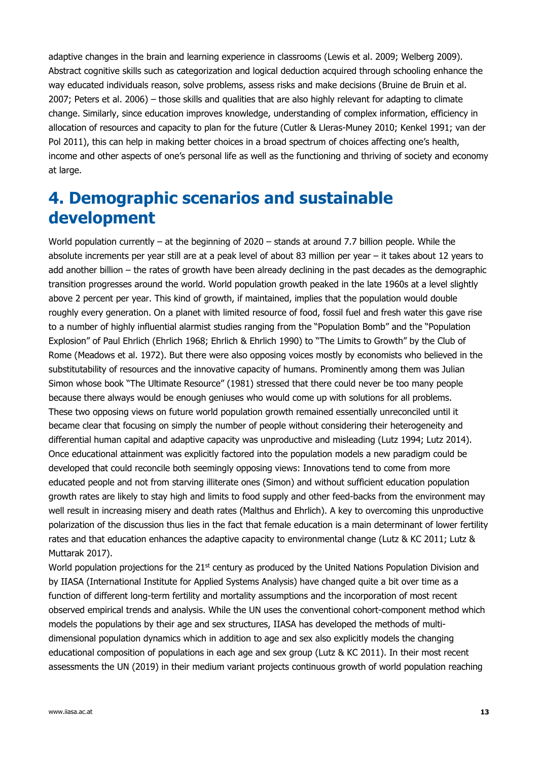adaptive changes in the brain and learning experience in classrooms (Lewis et al. 2009; Welberg 2009). Abstract cognitive skills such as categorization and logical deduction acquired through schooling enhance the way educated individuals reason, solve problems, assess risks and make decisions (Bruine de Bruin et al. 2007; Peters et al. 2006) – those skills and qualities that are also highly relevant for adapting to climate change. Similarly, since education improves knowledge, understanding of complex information, efficiency in allocation of resources and capacity to plan for the future (Cutler & Lleras-Muney 2010; Kenkel 1991; van der Pol 2011), this can help in making better choices in a broad spectrum of choices affecting one's health, income and other aspects of one's personal life as well as the functioning and thriving of society and economy at large.

# 4. Demographic scenarios and sustainable development

World population currently – at the beginning of 2020 – stands at around 7.7 billion people. While the absolute increments per year still are at a peak level of about 83 million per year – it takes about 12 years to add another billion – the rates of growth have been already declining in the past decades as the demographic transition progresses around the world. World population growth peaked in the late 1960s at a level slightly above 2 percent per year. This kind of growth, if maintained, implies that the population would double roughly every generation. On a planet with limited resource of food, fossil fuel and fresh water this gave rise to a number of highly influential alarmist studies ranging from the "Population Bomb" and the "Population Explosion" of Paul Ehrlich (Ehrlich 1968; Ehrlich & Ehrlich 1990) to "The Limits to Growth" by the Club of Rome (Meadows et al. 1972). But there were also opposing voices mostly by economists who believed in the substitutability of resources and the innovative capacity of humans. Prominently among them was Julian Simon whose book "The Ultimate Resource" (1981) stressed that there could never be too many people because there always would be enough geniuses who would come up with solutions for all problems. These two opposing views on future world population growth remained essentially unreconciled until it became clear that focusing on simply the number of people without considering their heterogeneity and differential human capital and adaptive capacity was unproductive and misleading (Lutz 1994; Lutz 2014). Once educational attainment was explicitly factored into the population models a new paradigm could be developed that could reconcile both seemingly opposing views: Innovations tend to come from more educated people and not from starving illiterate ones (Simon) and without sufficient education population growth rates are likely to stay high and limits to food supply and other feed-backs from the environment may well result in increasing misery and death rates (Malthus and Ehrlich). A key to overcoming this unproductive polarization of the discussion thus lies in the fact that female education is a main determinant of lower fertility rates and that education enhances the adaptive capacity to environmental change (Lutz & KC 2011; Lutz & Muttarak 2017).

World population projections for the 21st century as produced by the United Nations Population Division and by IIASA (International Institute for Applied Systems Analysis) have changed quite a bit over time as a function of different long-term fertility and mortality assumptions and the incorporation of most recent observed empirical trends and analysis. While the UN uses the conventional cohort-component method which models the populations by their age and sex structures, IIASA has developed the methods of multi-dimensional population dynamics which in addition to age and sex also explicitly models the changing educational composition of populations in each age and sex group (Lutz & KC 2011). In their most recent assessments the UN (2019) in their medium variant projects continuous growth of world population reaching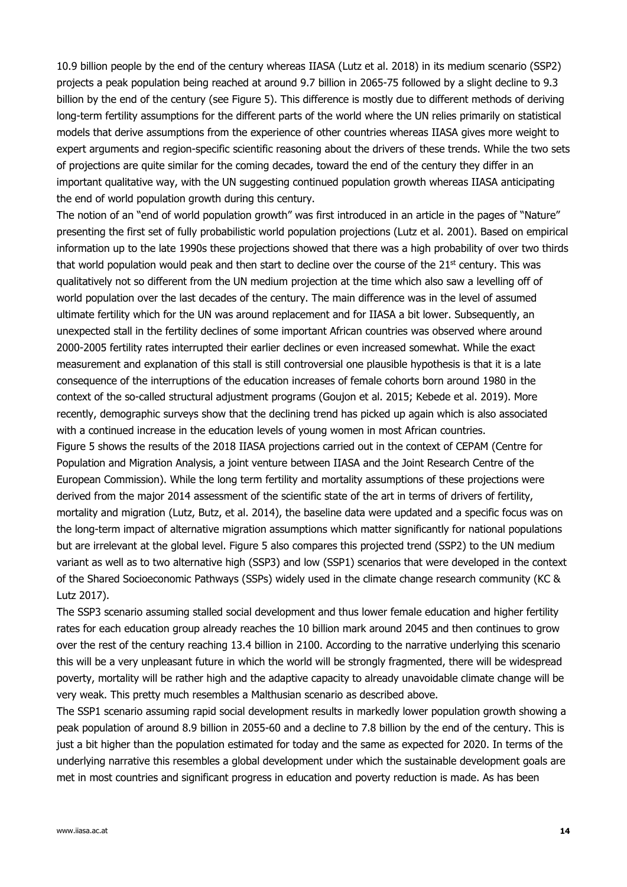10.9 billion people by the end of the century whereas IIASA (Lutz et al. 2018) in its medium scenario (SSP2) projects a peak population being reached at around 9.7 billion in 2065-75 followed by a slight decline to 9.3 billion by the end of the century (see Figure 5). This difference is mostly due to different methods of deriving long-term fertility assumptions for the different parts of the world where the UN relies primarily on statistical models that derive assumptions from the experience of other countries whereas IIASA gives more weight to expert arguments and region-specific scientific reasoning about the drivers of these trends. While the two sets of projections are quite similar for the coming decades, toward the end of the century they differ in an important qualitative way, with the UN suggesting continued population growth whereas IIASA anticipating the end of world population growth during this century.

The notion of an "end of world population growth" was first introduced in an article in the pages of "Nature" presenting the first set of fully probabilistic world population projections (Lutz et al. 2001). Based on empirical information up to the late 1990s these projections showed that there was a high probability of over two thirds that world population would peak and then start to decline over the course of the 21st century. This was qualitatively not so different from the UN medium projection at the time which also saw a levelling off of world population over the last decades of the century. The main difference was in the level of assumed ultimate fertility which for the UN was around replacement and for IIASA a bit lower. Subsequently, an unexpected stall in the fertility declines of some important African countries was observed where around 2000-2005 fertility rates interrupted their earlier declines or even increased somewhat. While the exact measurement and explanation of this stall is still controversial one plausible hypothesis is that it is a late consequence of the interruptions of the education increases of female cohorts born around 1980 in the context of the so-called structural adjustment programs (Goujon et al. 2015; Kebede et al. 2019). More recently, demographic surveys show that the declining trend has picked up again which is also associated with a continued increase in the education levels of young women in most African countries.

Figure 5 shows the results of the 2018 IIASA projections carried out in the context of CEPAM (Centre for Population and Migration Analysis, a joint venture between IIASA and the Joint Research Centre of the European Commission). While the long term fertility and mortality assumptions of these projections were derived from the major 2014 assessment of the scientific state of the art in terms of drivers of fertility, mortality and migration (Lutz, Butz, et al. 2014), the baseline data were updated and a specific focus was on the long-term impact of alternative migration assumptions which matter significantly for national populations but are irrelevant at the global level. Figure 5 also compares this projected trend (SSP2) to the UN medium variant as well as to two alternative high (SSP3) and low (SSP1) scenarios that were developed in the context of the Shared Socioeconomic Pathways (SSPs) widely used in the climate change research community (KC & Lutz 2017).

The SSP3 scenario assuming stalled social development and thus lower female education and higher fertility rates for each education group already reaches the 10 billion mark around 2045 and then continues to grow over the rest of the century reaching 13.4 billion in 2100. According to the narrative underlying this scenario this will be a very unpleasant future in which the world will be strongly fragmented, there will be widespread poverty, mortality will be rather high and the adaptive capacity to already unavoidable climate change will be very weak. This pretty much resembles a Malthusian scenario as described above.

The SSP1 scenario assuming rapid social development results in markedly lower population growth showing a peak population of around 8.9 billion in 2055-60 and a decline to 7.8 billion by the end of the century. This is just a bit higher than the population estimated for today and the same as expected for 2020. In terms of the underlying narrative this resembles a global development under which the sustainable development goals are met in most countries and significant progress in education and poverty reduction is made. As has been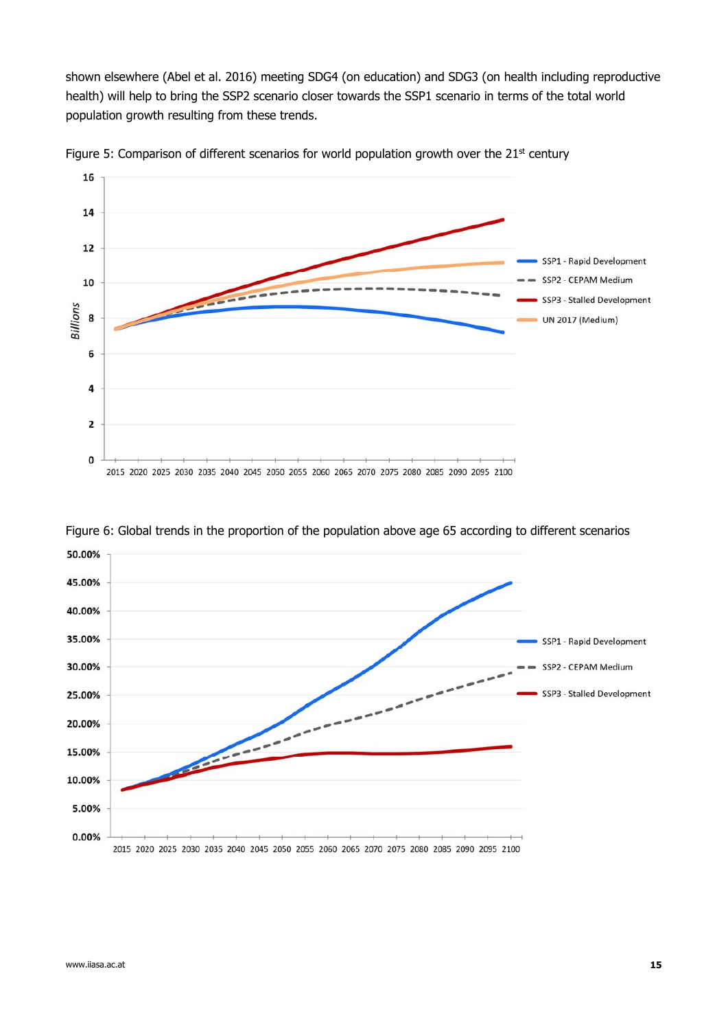shown elsewhere (Abel et al. 2016) meeting SDG4 (on education) and SDG3 (on health including reproductive health) will help to bring the SSP2 scenario closer towards the SSP1 scenario in terms of the total world population growth resulting from these trends.

Figure 5: Comparison of different scenarios for world population growth over the 21st century

Figure 6: Global trends in the proportion of the population above age 65 according to different scenarios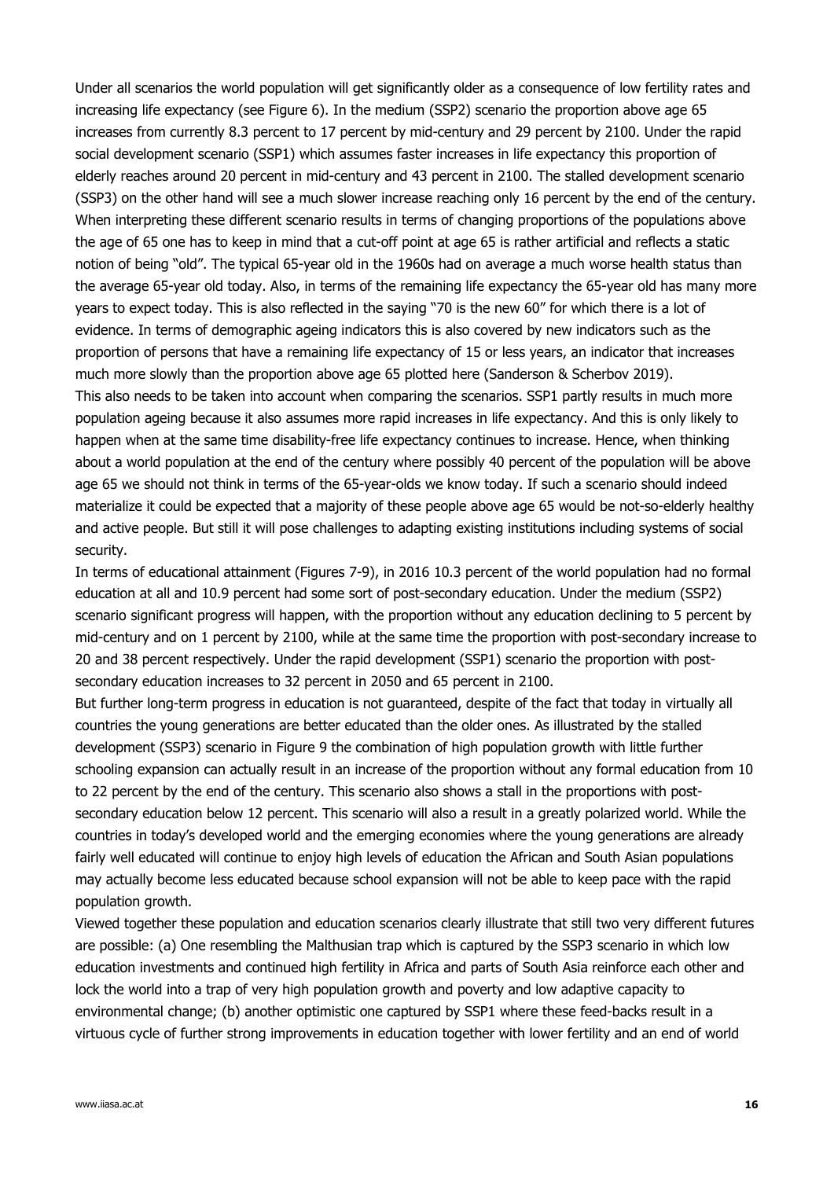Under all scenarios the world population will get significantly older as a consequence of low fertility rates and increasing life expectancy (see Figure 6). In the medium (SSP2) scenario the proportion above age 65 increases from currently 8.3 percent to 17 percent by mid-century and 29 percent by 2100. Under the rapid social development scenario (SSP1) which assumes faster increases in life expectancy this proportion of elderly reaches around 20 percent in mid-century and 43 percent in 2100. The stalled development scenario (SSP3) on the other hand will see a much slower increase reaching only 16 percent by the end of the century. When interpreting these different scenario results in terms of changing proportions of the populations above the age of 65 one has to keep in mind that a cut-off point at age 65 is rather artificial and reflects a static notion of being "old". The typical 65-year old in the 1960s had on average a much worse health status than the average 65-year old today. Also, in terms of the remaining life expectancy the 65-year old has many more years to expect today. This is also reflected in the saying "70 is the new 60" for which there is a lot of evidence. In terms of demographic ageing indicators this is also covered by new indicators such as the proportion of persons that have a remaining life expectancy of 15 or less years, an indicator that increases much more slowly than the proportion above age 65 plotted here (Sanderson & Scherbov 2019).

This also needs to be taken into account when comparing the scenarios. SSP1 partly results in much more population ageing because it also assumes more rapid increases in life expectancy. And this is only likely to happen when at the same time disability-free life expectancy continues to increase. Hence, when thinking about a world population at the end of the century where possibly 40 percent of the population will be above age 65 we should not think in terms of the 65-year-olds we know today. If such a scenario should indeed materialize it could be expected that a majority of these people above age 65 would be not-so-elderly healthy and active people. But still it will pose challenges to adapting existing institutions including systems of social security.

In terms of educational attainment (Figures 7-9), in 2016 10.3 percent of the world population had no formal education at all and 10.9 percent had some sort of post-secondary education. Under the medium (SSP2) scenario significant progress will happen, with the proportion without any education declining to 5 percent by mid-century and on 1 percent by 2100, while at the same time the proportion with post-secondary increase to 20 and 38 percent respectively. Under the rapid development (SSP1) scenario the proportion with post-secondary education increases to 32 percent in 2050 and 65 percent in 2100.

But further long-term progress in education is not guaranteed, despite of the fact that today in virtually all countries the young generations are better educated than the older ones. As illustrated by the stalled development (SSP3) scenario in Figure 9 the combination of high population growth with little further schooling expansion can actually result in an increase of the proportion without any formal education from 10 to 22 percent by the end of the century. This scenario also shows a stall in the proportions with post-secondary education below 12 percent. This scenario will also a result in a greatly polarized world. While the countries in today's developed world and the emerging economies where the young generations are already fairly well educated will continue to enjoy high levels of education the African and South Asian populations may actually become less educated because school expansion will not be able to keep pace with the rapid population growth.

Viewed together these population and education scenarios clearly illustrate that still two very different futures are possible: (a) One resembling the Malthusian trap which is captured by the SSP3 scenario in which low education investments and continued high fertility in Africa and parts of South Asia reinforce each other and lock the world into a trap of very high population growth and poverty and low adaptive capacity to environmental change; (b) another optimistic one captured by SSP1 where these feed-backs result in a virtuous cycle of further strong improvements in education together with lower fertility and an end of world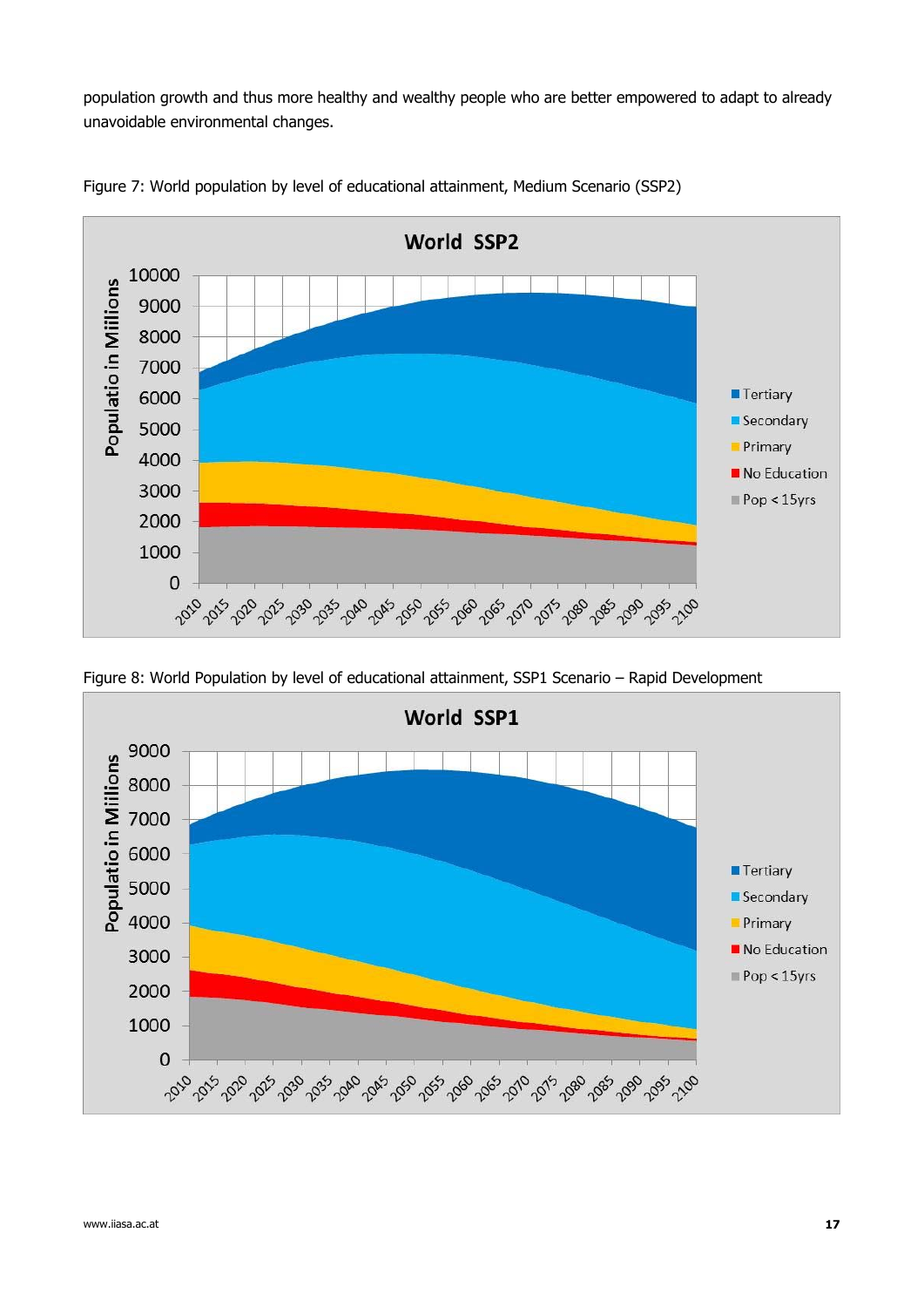population growth and thus more healthy and wealthy people who are better empowered to adapt to already unavoidable environmental changes.

Figure 7: World population by level of educational attainment, Medium Scenario (SSP2)

Figure 8: World Population by level of educational attainment, SSP1 Scenario – Rapid Development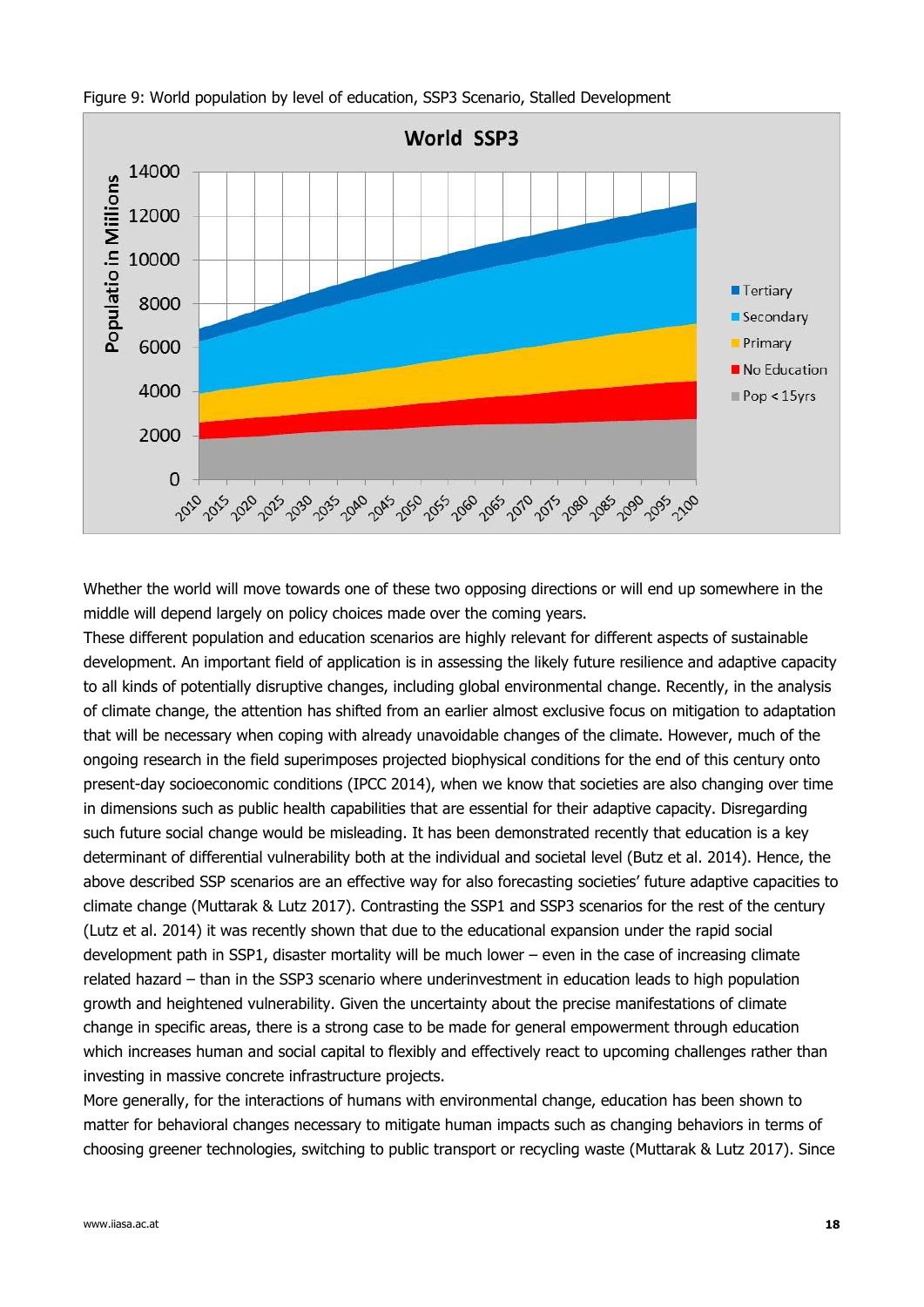Figure 9: World population by level of education, SSP3 Scenario, Stalled Development

Whether the world will move towards one of these two opposing directions or will end up somewhere in the middle will depend largely on policy choices made over the coming years.

These different population and education scenarios are highly relevant for different aspects of sustainable development. An important field of application is in assessing the likely future resilience and adaptive capacity to all kinds of potentially disruptive changes, including global environmental change. Recently, in the analysis of climate change, the attention has shifted from an earlier almost exclusive focus on mitigation to adaptation that will be necessary when coping with already unavoidable changes of the climate. However, much of the ongoing research in the field superimposes projected biophysical conditions for the end of this century onto present-day socioeconomic conditions (IPCC 2014), when we know that societies are also changing over time in dimensions such as public health capabilities that are essential for their adaptive capacity. Disregarding such future social change would be misleading. It has been demonstrated recently that education is a key determinant of differential vulnerability both at the individual and societal level (Butz et al. 2014). Hence, the above described SSP scenarios are an effective way for also forecasting societies' future adaptive capacities to climate change (Muttarak & Lutz 2017). Contrasting the SSP1 and SSP3 scenarios for the rest of the century (Lutz et al. 2014) it was recently shown that due to the educational expansion under the rapid social development path in SSP1, disaster mortality will be much lower – even in the case of increasing climate related hazard – than in the SSP3 scenario where underinvestment in education leads to high population growth and heightened vulnerability. Given the uncertainty about the precise manifestations of climate change in specific areas, there is a strong case to be made for general empowerment through education which increases human and social capital to flexibly and effectively react to upcoming challenges rather than investing in massive concrete infrastructure projects.

More generally, for the interactions of humans with environmental change, education has been shown to matter for behavioral changes necessary to mitigate human impacts such as changing behaviors in terms of choosing greener technologies, switching to public transport or recycling waste (Muttarak & Lutz 2017). Since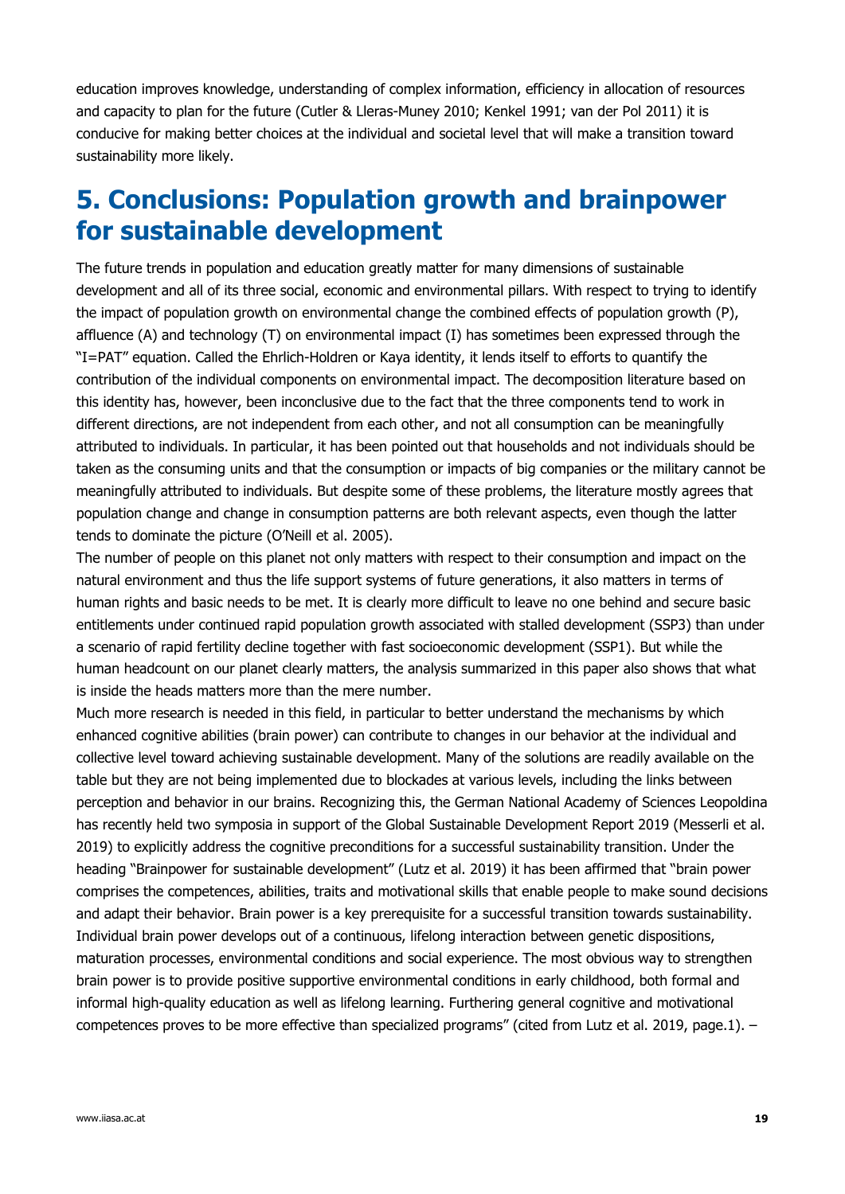education improves knowledge, understanding of complex information, efficiency in allocation of resources and capacity to plan for the future (Cutler & Lleras-Muney 2010; Kenkel 1991; van der Pol 2011) it is conducive for making better choices at the individual and societal level that will make a transition toward sustainability more likely.

# 5. Conclusions: Population growth and brainpower for sustainable development

The future trends in population and education greatly matter for many dimensions of sustainable development and all of its three social, economic and environmental pillars. With respect to trying to identify the impact of population growth on environmental change the combined effects of population growth (P), affluence (A) and technology (T) on environmental impact (I) has sometimes been expressed through the "I=PAT" equation. Called the Ehrlich-Holdren or Kaya identity, it lends itself to efforts to quantify the contribution of the individual components on environmental impact. The decomposition literature based on this identity has, however, been inconclusive due to the fact that the three components tend to work in different directions, are not independent from each other, and not all consumption can be meaningfully attributed to individuals. In particular, it has been pointed out that households and not individuals should be taken as the consuming units and that the consumption or impacts of big companies or the military cannot be meaningfully attributed to individuals. But despite some of these problems, the literature mostly agrees that population change and change in consumption patterns are both relevant aspects, even though the latter tends to dominate the picture (O'Neill et al. 2005).

The number of people on this planet not only matters with respect to their consumption and impact on the natural environment and thus the life support systems of future generations, it also matters in terms of human rights and basic needs to be met. It is clearly more difficult to leave no one behind and secure basic entitlements under continued rapid population growth associated with stalled development (SSP3) than under a scenario of rapid fertility decline together with fast socioeconomic development (SSP1). But while the human headcount on our planet clearly matters, the analysis summarized in this paper also shows that what is inside the heads matters more than the mere number.

Much more research is needed in this field, in particular to better understand the mechanisms by which enhanced cognitive abilities (brain power) can contribute to changes in our behavior at the individual and collective level toward achieving sustainable development. Many of the solutions are readily available on the table but they are not being implemented due to blockades at various levels, including the links between perception and behavior in our brains. Recognizing this, the German National Academy of Sciences Leopoldina has recently held two symposia in support of the Global Sustainable Development Report 2019 (Messerli et al. 2019) to explicitly address the cognitive preconditions for a successful sustainability transition. Under the heading "Brainpower for sustainable development" (Lutz et al. 2019) it has been affirmed that "brain power comprises the competences, abilities, traits and motivational skills that enable people to make sound decisions and adapt their behavior. Brain power is a key prerequisite for a successful transition towards sustainability. Individual brain power develops out of a continuous, lifelong interaction between genetic dispositions, maturation processes, environmental conditions and social experience. The most obvious way to strengthen brain power is to provide positive supportive environmental conditions in early childhood, both formal and informal high-quality education as well as lifelong learning. Furthering general cognitive and motivational competences proves to be more effective than specialized programs" (cited from Lutz et al. 2019, page.1). –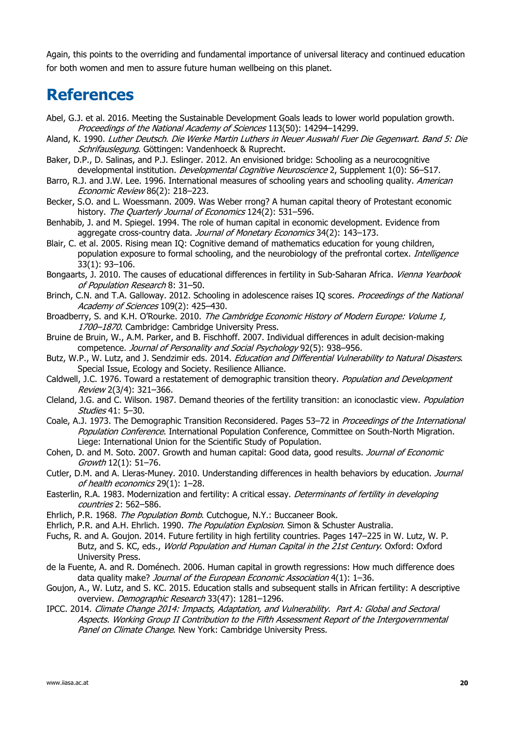Again, this points to the overriding and fundamental importance of universal literacy and continued education for both women and men to assure future human wellbeing on this planet.

# References

Abel, G.J. et al. 2016. Meeting the Sustainable Development Goals leads to lower world population growth. *Proceedings of the National Academy of Sciences* 113(50): 14294–14299.

Aland, K. 1990. *Luther Deutsch. Die Werke Martin Luthers in Neuer Auswahl Fuer Die Gegenwart. Band 5: Die Schrifauslegung*. Göttingen: Vandenhoeck & Ruprecht.

Baker, D.P., D. Salinas, and P.J. Eslinger. 2012. An envisioned bridge: Schooling as a neurocognitive developmental institution. *Developmental Cognitive Neuroscience* 2, Supplement 1(0): S6–S17.

Barro, R.J. and J.W. Lee. 1996. International measures of schooling years and schooling quality. *American Economic Review* 86(2): 218–223.

Becker, S.O. and L. Woessmann. 2009. Was Weber rrong? A human capital theory of Protestant economic history. *The Quarterly Journal of Economics* 124(2): 531–596.

Benhabib, J. and M. Spiegel. 1994. The role of human capital in economic development. Evidence from aggregate cross-country data. *Journal of Monetary Economics* 34(2): 143–173.

Blair, C. et al. 2005. Rising mean IQ: Cognitive demand of mathematics education for young children, population exposure to formal schooling, and the neurobiology of the prefrontal cortex. *Intelligence* 33(1): 93–106.

Bongaarts, J. 2010. The causes of educational differences in fertility in Sub-Saharan Africa. *Vienna Yearbook of Population Research* 8: 31–50.

Brinch, C.N. and T.A. Galloway. 2012. Schooling in adolescence raises IQ scores. *Proceedings of the National Academy of Sciences* 109(2): 425–430.

Broadberry, S. and K.H. O'Rourke. 2010. *The Cambridge Economic History of Modern Europe: Volume 1, 1700–1870*. Cambridge: Cambridge University Press.

Bruine de Bruin, W., A.M. Parker, and B. Fischhoff. 2007. Individual differences in adult decision-making competence. *Journal of Personality and Social Psychology* 92(5): 938–956.

Butz, W.P., W. Lutz, and J. Sendzimir eds. 2014. *Education and Differential Vulnerability to Natural Disasters*. Special Issue, Ecology and Society. Resilience Alliance.

Caldwell, J.C. 1976. Toward a restatement of demographic transition theory. *Population and Development Review* 2(3/4): 321–366.

Cleland, J.G. and C. Wilson. 1987. Demand theories of the fertility transition: an iconoclastic view. *Population Studies* 41: 5–30.

Coale, A.J. 1973. The Demographic Transition Reconsidered. Pages 53–72 in *Proceedings of the International Population Conference*. International Population Conference, Committee on South-North Migration. Liege: International Union for the Scientific Study of Population.

Cohen, D. and M. Soto. 2007. Growth and human capital: Good data, good results. *Journal of Economic Growth* 12(1): 51–76.

Cutler, D.M. and A. Lleras-Muney. 2010. Understanding differences in health behaviors by education. *Journal of health economics* 29(1): 1–28.

Easterlin, R.A. 1983. Modernization and fertility: A critical essay. *Determinants of fertility in developing countries* 2: 562–586.

Ehrlich, P.R. 1968. *The Population Bomb*. Cutchogue, N.Y.: Buccaneer Book.

Ehrlich, P.R. and A.H. Ehrlich. 1990. *The Population Explosion*. Simon & Schuster Australia.

Fuchs, R. and A. Goujon. 2014. Future fertility in high fertility countries. Pages 147–225 in W. Lutz, W. P. Butz, and S. KC, eds., *World Population and Human Capital in the 21st Century*. Oxford: Oxford University Press.

de la Fuente, A. and R. Doménech. 2006. Human capital in growth regressions: How much difference does data quality make? *Journal of the European Economic Association* 4(1): 1–36.

Goujon, A., W. Lutz, and S. KC. 2015. Education stalls and subsequent stalls in African fertility: A descriptive overview. *Demographic Research* 33(47): 1281–1296.

IPCC. 2014. *Climate Change 2014: Impacts, Adaptation, and Vulnerability. Part A: Global and Sectoral Aspects. Working Group II Contribution to the Fifth Assessment Report of the Intergovernmental Panel on Climate Change*. New York: Cambridge University Press.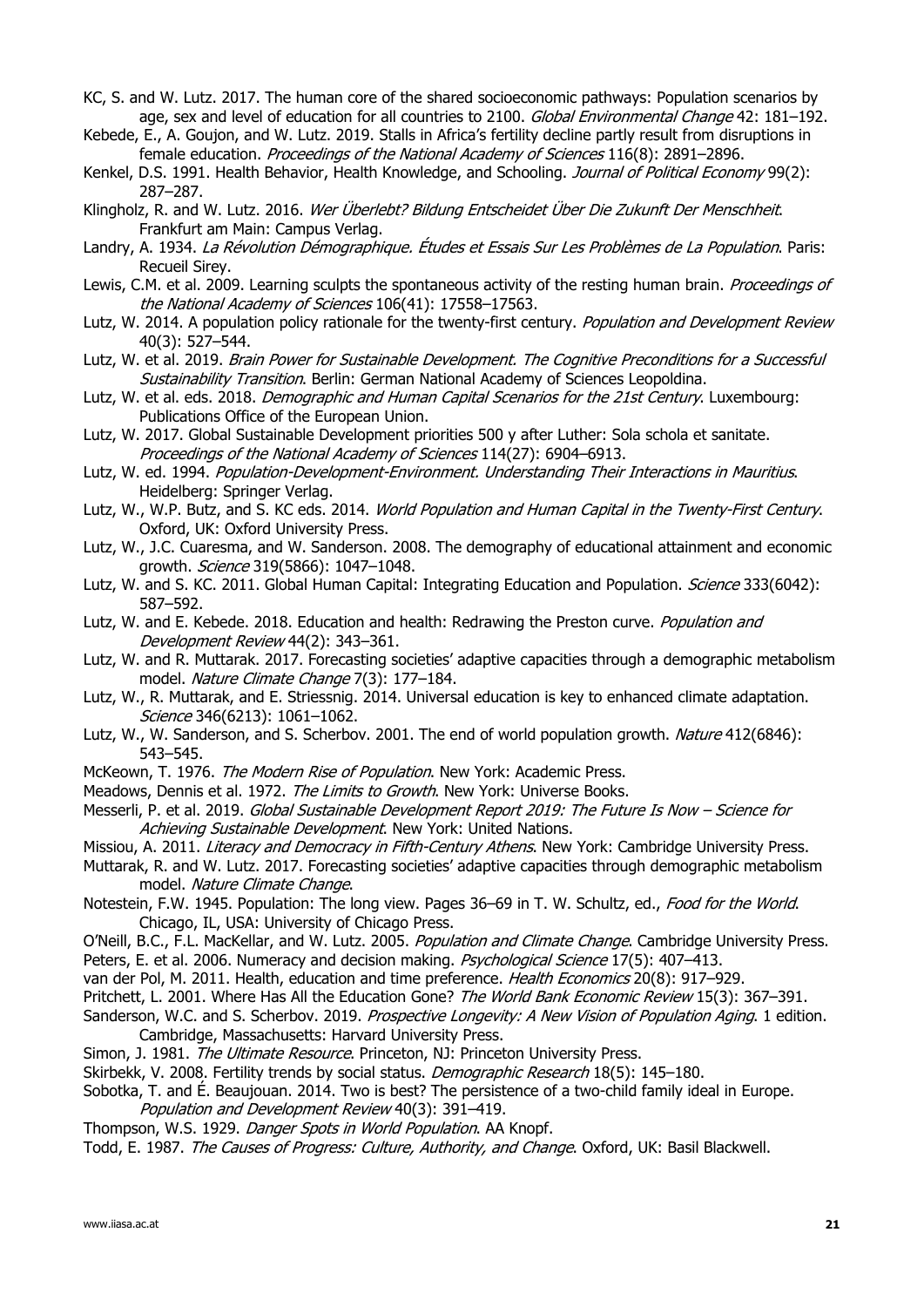KC, S. and W. Lutz. 2017. The human core of the shared socioeconomic pathways: Population scenarios by age, sex and level of education for all countries to 2100. *Global Environmental Change* 42: 181–192.

Kebede, E., A. Goujon, and W. Lutz. 2019. Stalls in Africa's fertility decline partly result from disruptions in female education. *Proceedings of the National Academy of Sciences* 116(8): 2891–2896.

Kenkel, D.S. 1991. Health Behavior, Health Knowledge, and Schooling. *Journal of Political Economy* 99(2): 287–287.

Klingholz, R. and W. Lutz. 2016. *Wer Überlebt? Bildung Entscheidet Über Die Zukunft Der Menschheit*. Frankfurt am Main: Campus Verlag.

Landry, A. 1934. *La Révolution Démographique. Études et Essais Sur Les Problèmes de La Population*. Paris: Recueil Sirey.

Lewis, C.M. et al. 2009. Learning sculpts the spontaneous activity of the resting human brain. *Proceedings of the National Academy of Sciences* 106(41): 17558–17563.

Lutz, W. 2014. A population policy rationale for the twenty-first century. *Population and Development Review* 40(3): 527–544.

Lutz, W. et al. 2019. *Brain Power for Sustainable Development. The Cognitive Preconditions for a Successful Sustainability Transition*. Berlin: German National Academy of Sciences Leopoldina.

Lutz, W. et al. eds. 2018. *Demographic and Human Capital Scenarios for the 21st Century*. Luxembourg: Publications Office of the European Union.

Lutz, W. 2017. Global Sustainable Development priorities 500 y after Luther: Sola schola et sanitate. *Proceedings of the National Academy of Sciences* 114(27): 6904–6913.

Lutz, W. ed. 1994. *Population-Development-Environment. Understanding Their Interactions in Mauritius*. Heidelberg: Springer Verlag.

Lutz, W., W.P. Butz, and S. KC eds. 2014. *World Population and Human Capital in the Twenty-First Century*. Oxford, UK: Oxford University Press.

Lutz, W., J.C. Cuaresma, and W. Sanderson. 2008. The demography of educational attainment and economic growth. *Science* 319(5866): 1047–1048.

Lutz, W. and S. KC. 2011. Global Human Capital: Integrating Education and Population. *Science* 333(6042): 587–592.

Lutz, W. and E. Kebede. 2018. Education and health: Redrawing the Preston curve. *Population and Development Review* 44(2): 343–361.

Lutz, W. and R. Muttarak. 2017. Forecasting societies' adaptive capacities through a demographic metabolism model. *Nature Climate Change* 7(3): 177–184.

Lutz, W., R. Muttarak, and E. Striessnig. 2014. Universal education is key to enhanced climate adaptation. *Science* 346(6213): 1061–1062.

Lutz, W., W. Sanderson, and S. Scherbov. 2001. The end of world population growth. *Nature* 412(6846): 543–545.

McKeown, T. 1976. *The Modern Rise of Population*. New York: Academic Press.

Meadows, Dennis et al. 1972. *The Limits to Growth*. New York: Universe Books.

Messerli, P. et al. 2019. *Global Sustainable Development Report 2019: The Future Is Now – Science for Achieving Sustainable Development*. New York: United Nations.

Missiou, A. 2011. *Literacy and Democracy in Fifth-Century Athens*. New York: Cambridge University Press.

Muttarak, R. and W. Lutz. 2017. Forecasting societies' adaptive capacities through demographic metabolism model. *Nature Climate Change*.

Notestein, F.W. 1945. Population: The long view. Pages 36–69 in T. W. Schultz, ed., *Food for the World*. Chicago, IL, USA: University of Chicago Press.

O'Neill, B.C., F.L. MacKellar, and W. Lutz. 2005. *Population and Climate Change*. Cambridge University Press.

Peters, E. et al. 2006. Numeracy and decision making. *Psychological Science* 17(5): 407–413.

van der Pol, M. 2011. Health, education and time preference. *Health Economics* 20(8): 917–929.

Pritchett, L. 2001. Where Has All the Education Gone? *The World Bank Economic Review* 15(3): 367–391.

Sanderson, W.C. and S. Scherbov. 2019. *Prospective Longevity: A New Vision of Population Aging*. 1 edition. Cambridge, Massachusetts: Harvard University Press.

Simon, J. 1981. *The Ultimate Resource*. Princeton, NJ: Princeton University Press.

Skirbekk, V. 2008. Fertility trends by social status. *Demographic Research* 18(5): 145–180.

Sobotka, T. and É. Beaujouan. 2014. Two is best? The persistence of a two-child family ideal in Europe. *Population and Development Review* 40(3): 391–419.

Thompson, W.S. 1929. *Danger Spots in World Population*. AA Knopf.

Todd, E. 1987. *The Causes of Progress: Culture, Authority, and Change*. Oxford, UK: Basil Blackwell.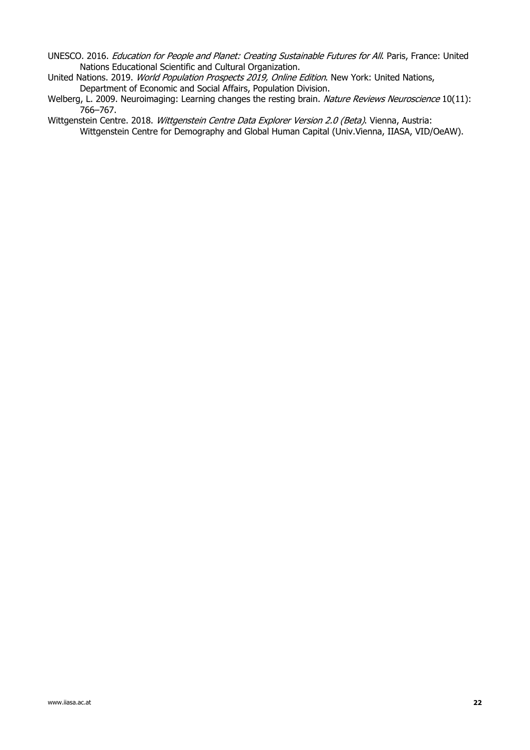UNESCO. 2016. *Education for People and Planet: Creating Sustainable Futures for All*. Paris, France: United Nations Educational Scientific and Cultural Organization.

United Nations. 2019. *World Population Prospects 2019, Online Edition*. New York: United Nations, Department of Economic and Social Affairs, Population Division.

Welberg, L. 2009. Neuroimaging: Learning changes the resting brain. *Nature Reviews Neuroscience* 10(11): 766–767.

Wittgenstein Centre. 2018. *Wittgenstein Centre Data Explorer Version 2.0 (Beta)*. Vienna, Austria: Wittgenstein Centre for Demography and Global Human Capital (Univ.Vienna, IIASA, VID/OeAW).